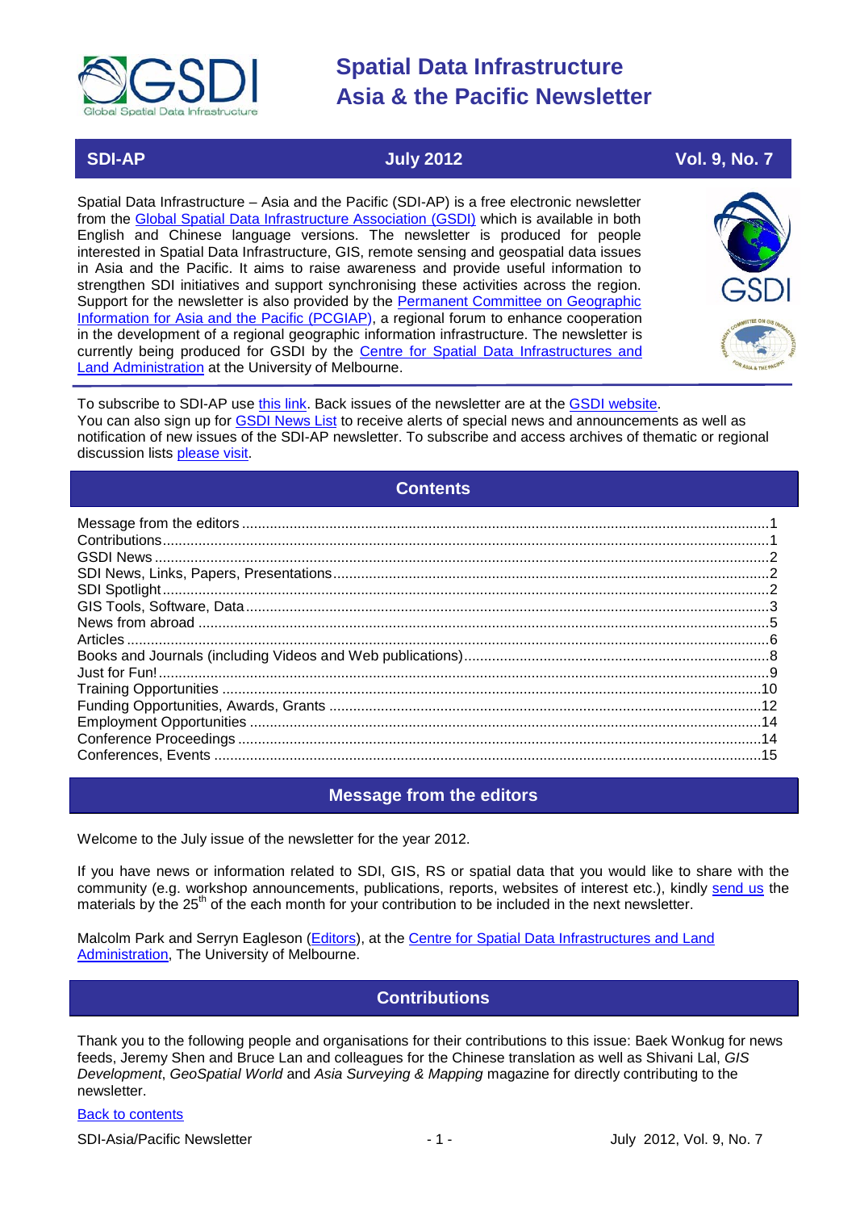# Spatial Data Infrastructure Asia & the Pacific Newsletter

**SDI-AP** | **July 2012** | **Vol. 9, No. 7**

Spatial Data Infrastructure – Asia and the Pacific (SDI-AP) is a free electronic newsletter from the Global Spatial Data Infrastructure Association (GSDI) which is available in both English and Chinese language versions. The newsletter is produced for people interested in Spatial Data Infrastructure, GIS, remote sensing and geospatial data issues in Asia and the Pacific. It aims to raise awareness and provide useful information to strengthen SDI initiatives and support synchronising these activities across the region. Support for the newsletter is also provided by the Permanent Committee on Geographic Information for Asia and the Pacific (PCGIAP), a regional forum to enhance cooperation in the development of a regional geographic information infrastructure. The newsletter is currently being produced for GSDI by the Centre for Spatial Data Infrastructures and Land Administration at the University of Melbourne.

To subscribe to SDI-AP use this link. Back issues of the newsletter are at the GSDI website.
You can also sign up for GSDI News List to receive alerts of special news and announcements as well as notification of new issues of the SDI-AP newsletter. To subscribe and access archives of thematic or regional discussion lists please visit.

## Contents

- Message from the editors ... 1
- Contributions ... 1
- GSDI News ... 2
- SDI News, Links, Papers, Presentations ... 2
- SDI Spotlight ... 2
- GIS Tools, Software, Data ... 3
- News from abroad ... 5
- Articles ... 6
- Books and Journals (including Videos and Web publications) ... 8
- Just for Fun! ... 9
- Training Opportunities ... 10
- Funding Opportunities, Awards, Grants ... 12
- Employment Opportunities ... 14
- Conference Proceedings ... 14
- Conferences, Events ... 15

## Message from the editors

Welcome to the July issue of the newsletter for the year 2012.

If you have news or information related to SDI, GIS, RS or spatial data that you would like to share with the community (e.g. workshop announcements, publications, reports, websites of interest etc.), kindly send us the materials by the 25th of the each month for your contribution to be included in the next newsletter.

Malcolm Park and Serryn Eagleson (Editors), at the Centre for Spatial Data Infrastructures and Land Administration, The University of Melbourne.

## Contributions

Thank you to the following people and organisations for their contributions to this issue: Baek Wonkug for news feeds, Jeremy Shen and Bruce Lan and colleagues for the Chinese translation as well as Shivani Lal, *GIS Development*, *GeoSpatial World* and *Asia Surveying & Mapping* magazine for directly contributing to the newsletter.

Back to contents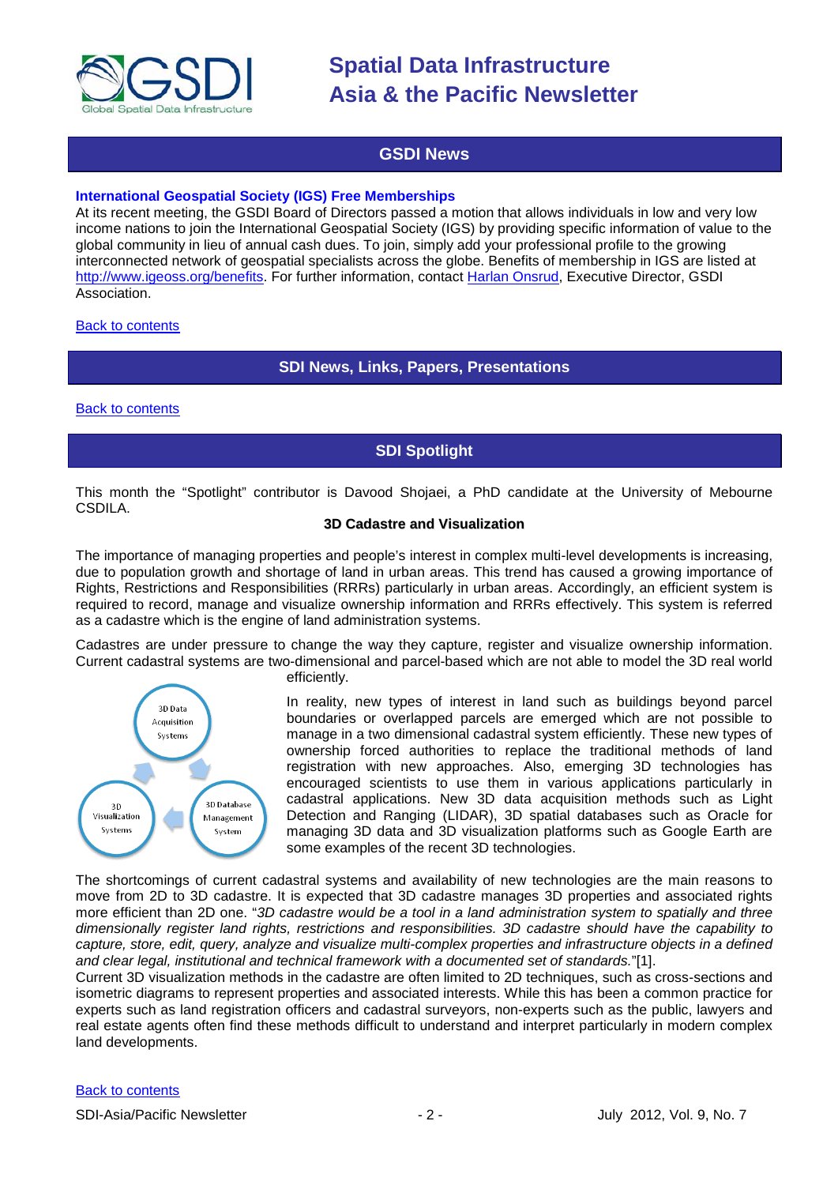## GSDI News

**International Geospatial Society (IGS) Free Memberships**

At its recent meeting, the GSDI Board of Directors passed a motion that allows individuals in low and very low income nations to join the International Geospatial Society (IGS) by providing specific information of value to the global community in lieu of annual cash dues. To join, simply add your professional profile to the growing interconnected network of geospatial specialists across the globe. Benefits of membership in IGS are listed at http://www.igeoss.org/benefits. For further information, contact Harlan Onsrud, Executive Director, GSDI Association.

Back to contents

## SDI News, Links, Papers, Presentations

Back to contents

## SDI Spotlight

This month the "Spotlight" contributor is Davood Shojaei, a PhD candidate at the University of Mebourne CSDILA.

**3D Cadastre and Visualization**

The importance of managing properties and people's interest in complex multi-level developments is increasing, due to population growth and shortage of land in urban areas. This trend has caused a growing importance of Rights, Restrictions and Responsibilities (RRRs) particularly in urban areas. Accordingly, an efficient system is required to record, manage and visualize ownership information and RRRs effectively. This system is referred as a cadastre which is the engine of land administration systems.

Cadastres are under pressure to change the way they capture, register and visualize ownership information. Current cadastral systems are two-dimensional and parcel-based which are not able to model the 3D real world efficiently.

In reality, new types of interest in land such as buildings beyond parcel boundaries or overlapped parcels are emerged which are not possible to manage in a two dimensional cadastral system efficiently. These new types of ownership forced authorities to replace the traditional methods of land registration with new approaches. Also, emerging 3D technologies has encouraged scientists to use them in various applications particularly in cadastral applications. New 3D data acquisition methods such as Light Detection and Ranging (LIDAR), 3D spatial databases such as Oracle for managing 3D data and 3D visualization platforms such as Google Earth are some examples of the recent 3D technologies.

The shortcomings of current cadastral systems and availability of new technologies are the main reasons to move from 2D to 3D cadastre. It is expected that 3D cadastre manages 3D properties and associated rights more efficient than 2D one. "*3D cadastre would be a tool in a land administration system to spatially and three dimensionally register land rights, restrictions and responsibilities. 3D cadastre should have the capability to capture, store, edit, query, analyze and visualize multi-complex properties and infrastructure objects in a defined and clear legal, institutional and technical framework with a documented set of standards.*"[1].

Current 3D visualization methods in the cadastre are often limited to 2D techniques, such as cross-sections and isometric diagrams to represent properties and associated interests. While this has been a common practice for experts such as land registration officers and cadastral surveyors, non-experts such as the public, lawyers and real estate agents often find these methods difficult to understand and interpret particularly in modern complex land developments.

Back to contents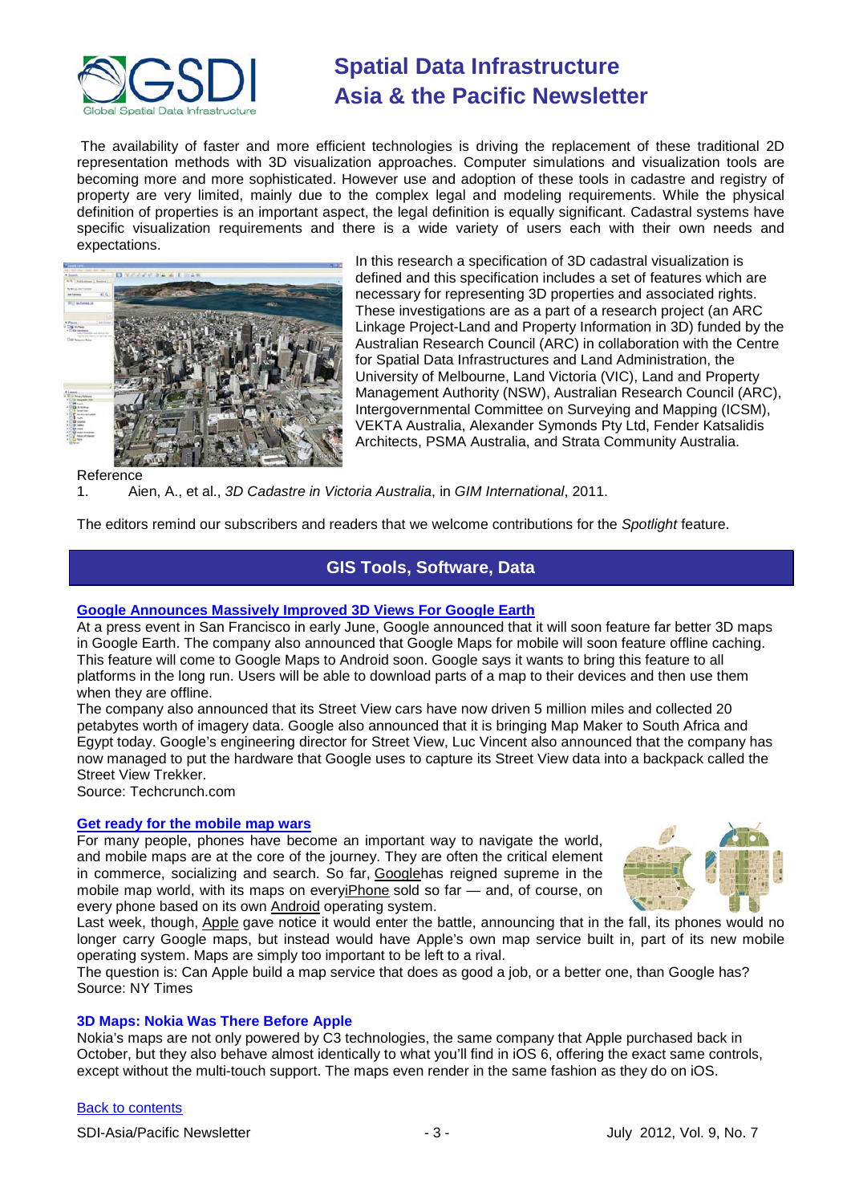The availability of faster and more efficient technologies is driving the replacement of these traditional 2D representation methods with 3D visualization approaches. Computer simulations and visualization tools are becoming more and more sophisticated. However use and adoption of these tools in cadastre and registry of property are very limited, mainly due to the complex legal and modeling requirements. While the physical definition of properties is an important aspect, the legal definition is equally significant. Cadastral systems have specific visualization requirements and there is a wide variety of users each with their own needs and expectations.

In this research a specification of 3D cadastral visualization is defined and this specification includes a set of features which are necessary for representing 3D properties and associated rights. These investigations are as a part of a research project (an ARC Linkage Project-Land and Property Information in 3D) funded by the Australian Research Council (ARC) in collaboration with the Centre for Spatial Data Infrastructures and Land Administration, the University of Melbourne, Land Victoria (VIC), Land and Property Management Authority (NSW), Australian Research Council (ARC), Intergovernmental Committee on Surveying and Mapping (ICSM), VEKTA Australia, Alexander Symonds Pty Ltd, Fender Katsalidis Architects, PSMA Australia, and Strata Community Australia.

Reference

1. Aien, A., et al., *3D Cadastre in Victoria Australia*, in *GIM International*, 2011.

The editors remind our subscribers and readers that we welcome contributions for the *Spotlight* feature.

## GIS Tools, Software, Data

### Google Announces Massively Improved 3D Views For Google Earth

At a press event in San Francisco in early June, Google announced that it will soon feature far better 3D maps in Google Earth. The company also announced that Google Maps for mobile will soon feature offline caching. This feature will come to Google Maps to Android soon. Google says it wants to bring this feature to all platforms in the long run. Users will be able to download parts of a map to their devices and then use them when they are offline.

The company also announced that its Street View cars have now driven 5 million miles and collected 20 petabytes worth of imagery data. Google also announced that it is bringing Map Maker to South Africa and Egypt today. Google's engineering director for Street View, Luc Vincent also announced that the company has now managed to put the hardware that Google uses to capture its Street View data into a backpack called the Street View Trekker.

Source: Techcrunch.com

### Get ready for the mobile map wars

For many people, phones have become an important way to navigate the world, and mobile maps are at the core of the journey. They are often the critical element in commerce, socializing and search. So far, Googlehas reigned supreme in the mobile map world, with its maps on everyiPhone sold so far — and, of course, on every phone based on its own Android operating system.

Last week, though, Apple gave notice it would enter the battle, announcing that in the fall, its phones would no longer carry Google maps, but instead would have Apple's own map service built in, part of its new mobile operating system. Maps are simply too important to be left to a rival.

The question is: Can Apple build a map service that does as good a job, or a better one, than Google has?

Source: NY Times

### 3D Maps: Nokia Was There Before Apple

Nokia's maps are not only powered by C3 technologies, the same company that Apple purchased back in October, but they also behave almost identically to what you'll find in iOS 6, offering the exact same controls, except without the multi-touch support. The maps even render in the same fashion as they do on iOS.

Back to contents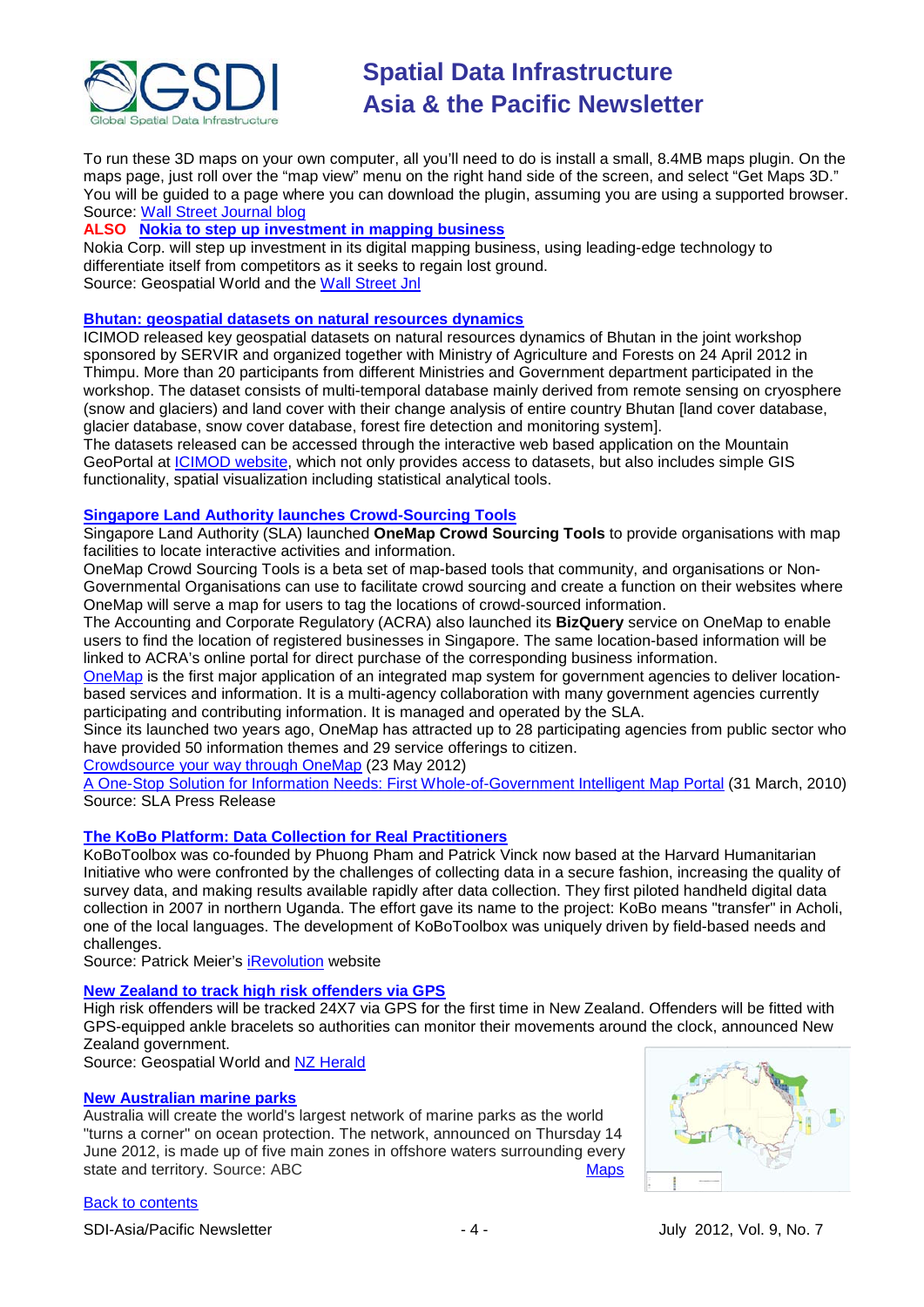To run these 3D maps on your own computer, all you'll need to do is install a small, 8.4MB maps plugin. On the maps page, just roll over the "map view" menu on the right hand side of the screen, and select "Get Maps 3D." You will be guided to a page where you can download the plugin, assuming you are using a supported browser.
Source: Wall Street Journal blog

**ALSO Nokia to step up investment in mapping business**
Nokia Corp. will step up investment in its digital mapping business, using leading-edge technology to differentiate itself from competitors as it seeks to regain lost ground.
Source: Geospatial World and the Wall Street Jnl

### Bhutan: geospatial datasets on natural resources dynamics

ICIMOD released key geospatial datasets on natural resources dynamics of Bhutan in the joint workshop sponsored by SERVIR and organized together with Ministry of Agriculture and Forests on 24 April 2012 in Thimpu. More than 20 participants from different Ministries and Government department participated in the workshop. The dataset consists of multi-temporal database mainly derived from remote sensing on cryosphere (snow and glaciers) and land cover with their change analysis of entire country Bhutan [land cover database, glacier database, snow cover database, forest fire detection and monitoring system].
The datasets released can be accessed through the interactive web based application on the Mountain GeoPortal at ICIMOD website, which not only provides access to datasets, but also includes simple GIS functionality, spatial visualization including statistical analytical tools.

### Singapore Land Authority launches Crowd-Sourcing Tools

Singapore Land Authority (SLA) launched **OneMap Crowd Sourcing Tools** to provide organisations with map facilities to locate interactive activities and information.
OneMap Crowd Sourcing Tools is a beta set of map-based tools that community, and organisations or Non-Governmental Organisations can use to facilitate crowd sourcing and create a function on their websites where OneMap will serve a map for users to tag the locations of crowd-sourced information.
The Accounting and Corporate Regulatory (ACRA) also launched its **BizQuery** service on OneMap to enable users to find the location of registered businesses in Singapore. The same location-based information will be linked to ACRA's online portal for direct purchase of the corresponding business information.
OneMap is the first major application of an integrated map system for government agencies to deliver location-based services and information. It is a multi-agency collaboration with many government agencies currently participating and contributing information. It is managed and operated by the SLA.
Since its launched two years ago, OneMap has attracted up to 28 participating agencies from public sector who have provided 50 information themes and 29 service offerings to citizen.
Crowdsource your way through OneMap (23 May 2012)
A One-Stop Solution for Information Needs: First Whole-of-Government Intelligent Map Portal (31 March, 2010)
Source: SLA Press Release

### The KoBo Platform: Data Collection for Real Practitioners

KoBoToolbox was co-founded by Phuong Pham and Patrick Vinck now based at the Harvard Humanitarian Initiative who were confronted by the challenges of collecting data in a secure fashion, increasing the quality of survey data, and making results available rapidly after data collection. They first piloted handheld digital data collection in 2007 in northern Uganda. The effort gave its name to the project: KoBo means "transfer" in Acholi, one of the local languages. The development of KoBoToolbox was uniquely driven by field-based needs and challenges.
Source: Patrick Meier's iRevolution website

### New Zealand to track high risk offenders via GPS

High risk offenders will be tracked 24X7 via GPS for the first time in New Zealand. Offenders will be fitted with GPS-equipped ankle bracelets so authorities can monitor their movements around the clock, announced New Zealand government.
Source: Geospatial World and NZ Herald

### New Australian marine parks

Australia will create the world's largest network of marine parks as the world "turns a corner" on ocean protection. The network, announced on Thursday 14 June 2012, is made up of five main zones in offshore waters surrounding every state and territory. Source: ABC Maps

Back to contents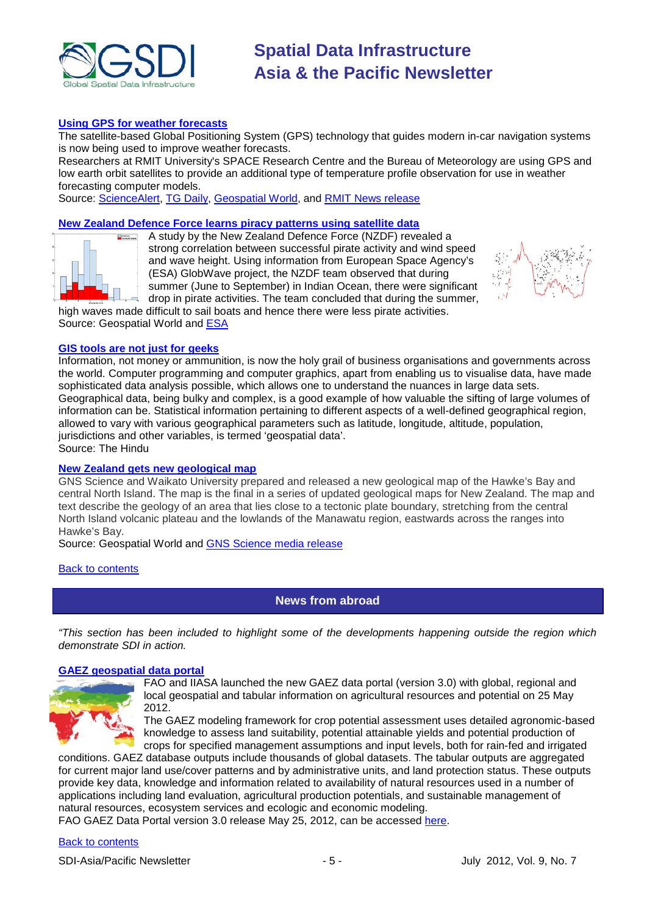### Using GPS for weather forecasts

The satellite-based Global Positioning System (GPS) technology that guides modern in-car navigation systems is now being used to improve weather forecasts.

Researchers at RMIT University's SPACE Research Centre and the Bureau of Meteorology are using GPS and low earth orbit satellites to provide an additional type of temperature profile observation for use in weather forecasting computer models.

Source: ScienceAlert, TG Daily, Geospatial World, and RMIT News release

### New Zealand Defence Force learns piracy patterns using satellite data

A study by the New Zealand Defence Force (NZDF) revealed a strong correlation between successful pirate activity and wind speed and wave height. Using information from European Space Agency's (ESA) GlobWave project, the NZDF team observed that during summer (June to September) in Indian Ocean, there were significant drop in pirate activities. The team concluded that during the summer, high waves made difficult to sail boats and hence there were less pirate activities.

Source: Geospatial World and ESA

### GIS tools are not just for geeks

Information, not money or ammunition, is now the holy grail of business organisations and governments across the world. Computer programming and computer graphics, apart from enabling us to visualise data, have made sophisticated data analysis possible, which allows one to understand the nuances in large data sets. Geographical data, being bulky and complex, is a good example of how valuable the sifting of large volumes of information can be. Statistical information pertaining to different aspects of a well-defined geographical region, allowed to vary with various geographical parameters such as latitude, longitude, altitude, population, jurisdictions and other variables, is termed 'geospatial data'.

Source: The Hindu

### New Zealand gets new geological map

GNS Science and Waikato University prepared and released a new geological map of the Hawke's Bay and central North Island. The map is the final in a series of updated geological maps for New Zealand. The map and text describe the geology of an area that lies close to a tectonic plate boundary, stretching from the central North Island volcanic plateau and the lowlands of the Manawatu region, eastwards across the ranges into Hawke's Bay.

Source: Geospatial World and GNS Science media release

Back to contents

## News from abroad

*"This section has been included to highlight some of the developments happening outside the region which demonstrate SDI in action.*

### GAEZ geospatial data portal

FAO and IIASA launched the new GAEZ data portal (version 3.0) with global, regional and local geospatial and tabular information on agricultural resources and potential on 25 May 2012.

The GAEZ modeling framework for crop potential assessment uses detailed agronomic-based knowledge to assess land suitability, potential attainable yields and potential production of crops for specified management assumptions and input levels, both for rain-fed and irrigated conditions. GAEZ database outputs include thousands of global datasets. The tabular outputs are aggregated for current major land use/cover patterns and by administrative units, and land protection status. These outputs provide key data, knowledge and information related to availability of natural resources used in a number of applications including land evaluation, agricultural production potentials, and sustainable management of natural resources, ecosystem services and ecologic and economic modeling.

FAO GAEZ Data Portal version 3.0 release May 25, 2012, can be accessed here.

Back to contents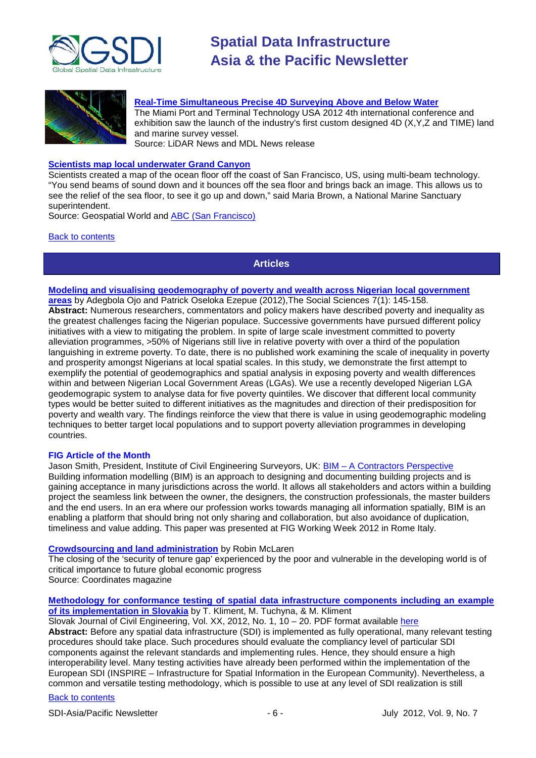**Real-Time Simultaneous Precise 4D Surveying Above and Below Water**
The Miami Port and Terminal Technology USA 2012 4th international conference and exhibition saw the launch of the industry's first custom designed 4D (X,Y,Z and TIME) land and marine survey vessel.
Source: LiDAR News and MDL News release

**Scientists map local underwater Grand Canyon**
Scientists created a map of the ocean floor off the coast of San Francisco, US, using multi-beam technology. "You send beams of sound down and it bounces off the sea floor and brings back an image. This allows us to see the relief of the sea floor, to see it go up and down," said Maria Brown, a National Marine Sanctuary superintendent.
Source: Geospatial World and ABC (San Francisco)

Back to contents

## Articles

**Modeling and visualising geodemography of poverty and wealth across Nigerian local government areas** by Adegbola Ojo and Patrick Oseloka Ezepue (2012),The Social Sciences 7(1): 145-158.
**Abstract:** Numerous researchers, commentators and policy makers have described poverty and inequality as the greatest challenges facing the Nigerian populace. Successive governments have pursued different policy initiatives with a view to mitigating the problem. In spite of large scale investment committed to poverty alleviation programmes, >50% of Nigerians still live in relative poverty with over a third of the population languishing in extreme poverty. To date, there is no published work examining the scale of inequality in poverty and prosperity amongst Nigerians at local spatial scales. In this study, we demonstrate the first attempt to exemplify the potential of geodemographics and spatial analysis in exposing poverty and wealth differences within and between Nigerian Local Government Areas (LGAs). We use a recently developed Nigerian LGA geodemograpic system to analyse data for five poverty quintiles. We discover that different local community types would be better suited to different initiatives as the magnitudes and direction of their predisposition for poverty and wealth vary. The findings reinforce the view that there is value in using geodemographic modeling techniques to better target local populations and to support poverty alleviation programmes in developing countries.

**FIG Article of the Month**
Jason Smith, President, Institute of Civil Engineering Surveyors, UK: BIM – A Contractors Perspective
Building information modelling (BIM) is an approach to designing and documenting building projects and is gaining acceptance in many jurisdictions across the world. It allows all stakeholders and actors within a building project the seamless link between the owner, the designers, the construction professionals, the master builders and the end users. In an era where our profession works towards managing all information spatially, BIM is an enabling a platform that should bring not only sharing and collaboration, but also avoidance of duplication, timeliness and value adding. This paper was presented at FIG Working Week 2012 in Rome Italy.

**Crowdsourcing and land administration** by Robin McLaren
The closing of the 'security of tenure gap' experienced by the poor and vulnerable in the developing world is of critical importance to future global economic progress
Source: Coordinates magazine

**Methodology for conformance testing of spatial data infrastructure components including an example of its implementation in Slovakia** by T. Kliment, M. Tuchyna, & M. Kliment
Slovak Journal of Civil Engineering, Vol. XX, 2012, No. 1, 10 – 20. PDF format available here
**Abstract:** Before any spatial data infrastructure (SDI) is implemented as fully operational, many relevant testing procedures should take place. Such procedures should evaluate the compliancy level of particular SDI components against the relevant standards and implementing rules. Hence, they should ensure a high interoperability level. Many testing activities have already been performed within the implementation of the European SDI (INSPIRE – Infrastructure for Spatial Information in the European Community). Nevertheless, a common and versatile testing methodology, which is possible to use at any level of SDI realization is still

Back to contents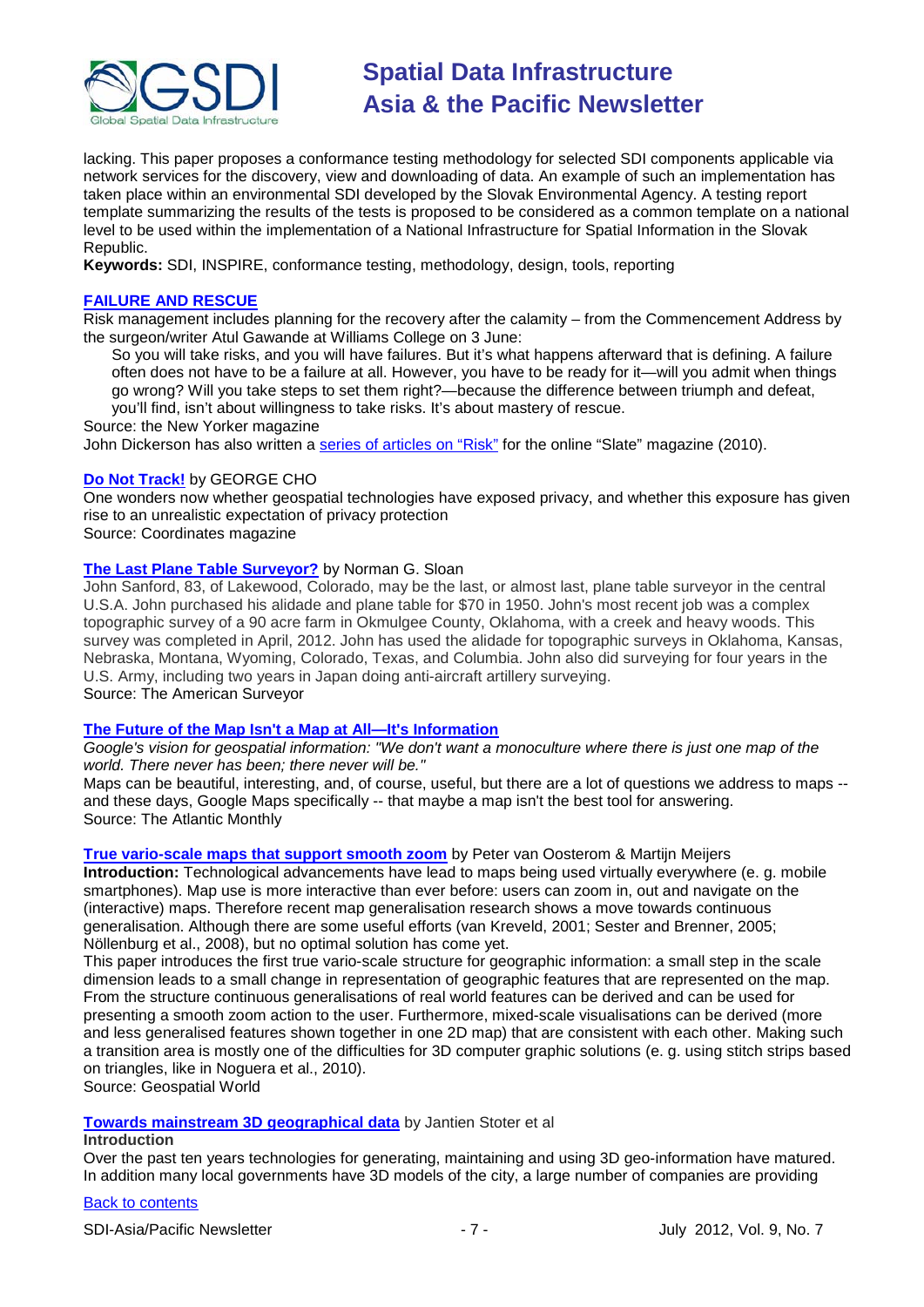lacking. This paper proposes a conformance testing methodology for selected SDI components applicable via network services for the discovery, view and downloading of data. An example of such an implementation has taken place within an environmental SDI developed by the Slovak Environmental Agency. A testing report template summarizing the results of the tests is proposed to be considered as a common template on a national level to be used within the implementation of a National Infrastructure for Spatial Information in the Slovak Republic.
**Keywords:** SDI, INSPIRE, conformance testing, methodology, design, tools, reporting

### FAILURE AND RESCUE

Risk management includes planning for the recovery after the calamity – from the Commencement Address by the surgeon/writer Atul Gawande at Williams College on 3 June:

> So you will take risks, and you will have failures. But it's what happens afterward that is defining. A failure often does not have to be a failure at all. However, you have to be ready for it—will you admit when things go wrong? Will you take steps to set them right?—because the difference between triumph and defeat, you'll find, isn't about willingness to take risks. It's about mastery of rescue.

Source: the New Yorker magazine
John Dickerson has also written a series of articles on "Risk" for the online "Slate" magazine (2010).

### Do Not Track! by GEORGE CHO

One wonders now whether geospatial technologies have exposed privacy, and whether this exposure has given rise to an unrealistic expectation of privacy protection
Source: Coordinates magazine

### The Last Plane Table Surveyor? by Norman G. Sloan

John Sanford, 83, of Lakewood, Colorado, may be the last, or almost last, plane table surveyor in the central U.S.A. John purchased his alidade and plane table for $70 in 1950. John's most recent job was a complex topographic survey of a 90 acre farm in Okmulgee County, Oklahoma, with a creek and heavy woods. This survey was completed in April, 2012. John has used the alidade for topographic surveys in Oklahoma, Kansas, Nebraska, Montana, Wyoming, Colorado, Texas, and Columbia. John also did surveying for four years in the U.S. Army, including two years in Japan doing anti-aircraft artillery surveying.
Source: The American Surveyor

### The Future of the Map Isn't a Map at All—It's Information

*Google's vision for geospatial information: "We don't want a monoculture where there is just one map of the world. There never has been; there never will be."*
Maps can be beautiful, interesting, and, of course, useful, but there are a lot of questions we address to maps -- and these days, Google Maps specifically -- that maybe a map isn't the best tool for answering.
Source: The Atlantic Monthly

### True vario-scale maps that support smooth zoom by Peter van Oosterom & Martijn Meijers

**Introduction:** Technological advancements have lead to maps being used virtually everywhere (e. g. mobile smartphones). Map use is more interactive than ever before: users can zoom in, out and navigate on the (interactive) maps. Therefore recent map generalisation research shows a move towards continuous generalisation. Although there are some useful efforts (van Kreveld, 2001; Sester and Brenner, 2005; Nöllenburg et al., 2008), but no optimal solution has come yet.
This paper introduces the first true vario-scale structure for geographic information: a small step in the scale dimension leads to a small change in representation of geographic features that are represented on the map. From the structure continuous generalisations of real world features can be derived and can be used for presenting a smooth zoom action to the user. Furthermore, mixed-scale visualisations can be derived (more and less generalised features shown together in one 2D map) that are consistent with each other. Making such a transition area is mostly one of the difficulties for 3D computer graphic solutions (e. g. using stitch strips based on triangles, like in Noguera et al., 2010).
Source: Geospatial World

### Towards mainstream 3D geographical data by Jantien Stoter et al

**Introduction**
Over the past ten years technologies for generating, maintaining and using 3D geo-information have matured. In addition many local governments have 3D models of the city, a large number of companies are providing

Back to contents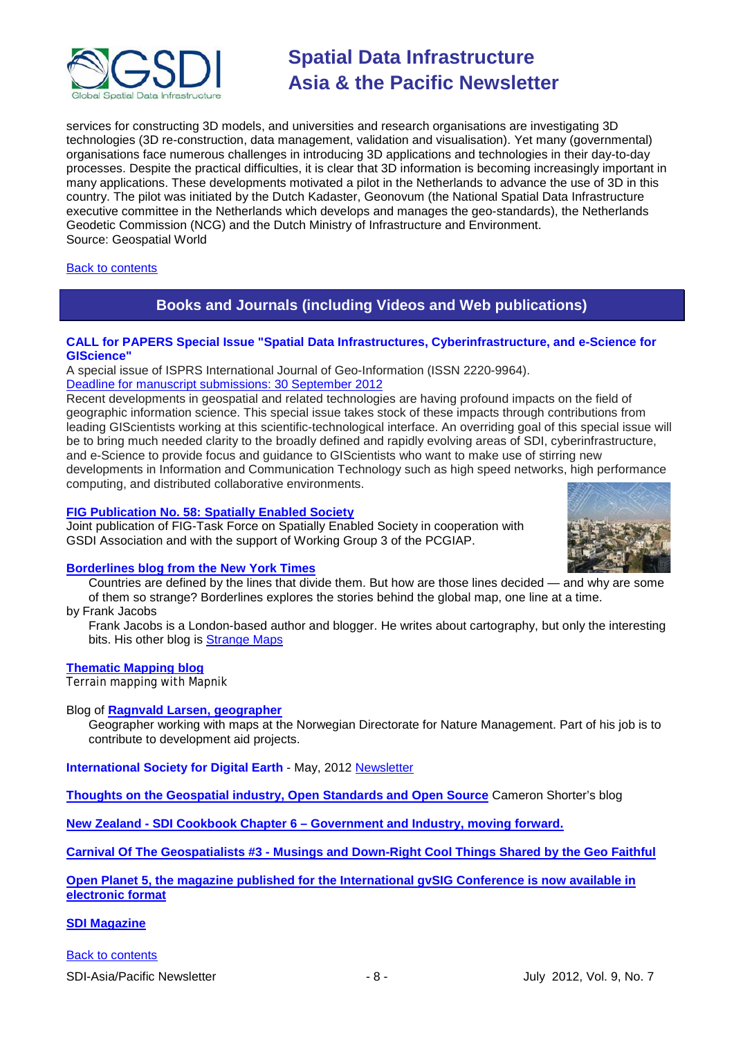services for constructing 3D models, and universities and research organisations are investigating 3D technologies (3D re-construction, data management, validation and visualisation). Yet many (governmental) organisations face numerous challenges in introducing 3D applications and technologies in their day-to-day processes. Despite the practical difficulties, it is clear that 3D information is becoming increasingly important in many applications. These developments motivated a pilot in the Netherlands to advance the use of 3D in this country. The pilot was initiated by the Dutch Kadaster, Geonovum (the National Spatial Data Infrastructure executive committee in the Netherlands which develops and manages the geo-standards), the Netherlands Geodetic Commission (NCG) and the Dutch Ministry of Infrastructure and Environment.
Source: Geospatial World

Back to contents

## Books and Journals (including Videos and Web publications)

### CALL for PAPERS Special Issue "Spatial Data Infrastructures, Cyberinfrastructure, and e-Science for GIScience"

A special issue of ISPRS International Journal of Geo-Information (ISSN 2220-9964).
Deadline for manuscript submissions: 30 September 2012
Recent developments in geospatial and related technologies are having profound impacts on the field of geographic information science. This special issue takes stock of these impacts through contributions from leading GIScientists working at this scientific-technological interface. An overriding goal of this special issue will be to bring much needed clarity to the broadly defined and rapidly evolving areas of SDI, cyberinfrastructure, and e-Science to provide focus and guidance to GIScientists who want to make use of stirring new developments in Information and Communication Technology such as high speed networks, high performance computing, and distributed collaborative environments.

**FIG Publication No. 58: Spatially Enabled Society**
Joint publication of FIG-Task Force on Spatially Enabled Society in cooperation with GSDI Association and with the support of Working Group 3 of the PCGIAP.

**Borderlines blog from the New York Times**

Countries are defined by the lines that divide them. But how are those lines decided — and why are some of them so strange? Borderlines explores the stories behind the global map, one line at a time.

by Frank Jacobs

Frank Jacobs is a London-based author and blogger. He writes about cartography, but only the interesting bits. His other blog is Strange Maps

**Thematic Mapping blog**
Terrain mapping with Mapnik

Blog of **Ragnvald Larsen, geographer**

Geographer working with maps at the Norwegian Directorate for Nature Management. Part of his job is to contribute to development aid projects.

**International Society for Digital Earth** - May, 2012 Newsletter

**Thoughts on the Geospatial industry, Open Standards and Open Source** Cameron Shorter's blog

**New Zealand - SDI Cookbook Chapter 6 – Government and Industry, moving forward.**

**Carnival Of The Geospatialists #3 - Musings and Down-Right Cool Things Shared by the Geo Faithful**

**Open Planet 5, the magazine published for the International gvSIG Conference is now available in electronic format**

**SDI Magazine**

Back to contents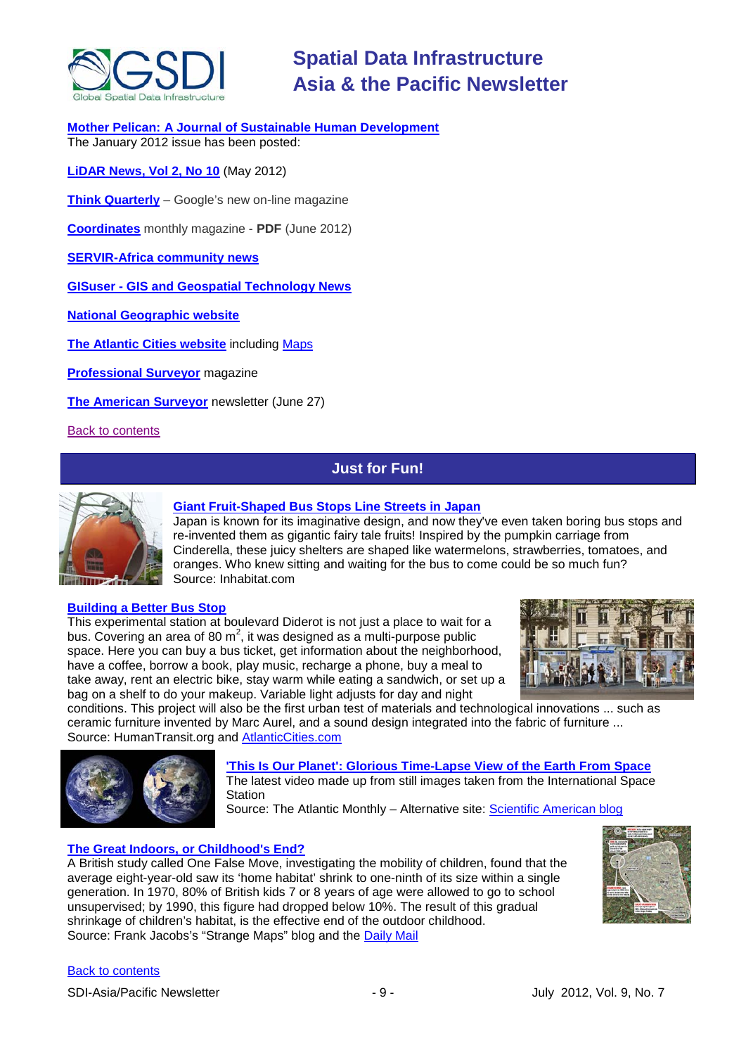**Mother Pelican: A Journal of Sustainable Human Development**
The January 2012 issue has been posted:

**LiDAR News, Vol 2, No 10** (May 2012)

**Think Quarterly** – Google's new on-line magazine

**Coordinates** monthly magazine - **PDF** (June 2012)

**SERVIR-Africa community news**

**GISuser - GIS and Geospatial Technology News**

**National Geographic website**

**The Atlantic Cities website** including Maps

**Professional Surveyor** magazine

**The American Surveyor** newsletter (June 27)

Back to contents

## Just for Fun!

**Giant Fruit-Shaped Bus Stops Line Streets in Japan**
Japan is known for its imaginative design, and now they've even taken boring bus stops and re-invented them as gigantic fairy tale fruits! Inspired by the pumpkin carriage from Cinderella, these juicy shelters are shaped like watermelons, strawberries, tomatoes, and oranges. Who knew sitting and waiting for the bus to come could be so much fun?
Source: Inhabitat.com

**Building a Better Bus Stop**
This experimental station at boulevard Diderot is not just a place to wait for a bus. Covering an area of 80 $m^2$, it was designed as a multi-purpose public space. Here you can buy a bus ticket, get information about the neighborhood, have a coffee, borrow a book, play music, recharge a phone, buy a meal to take away, rent an electric bike, stay warm while eating a sandwich, or set up a bag on a shelf to do your makeup. Variable light adjusts for day and night conditions. This project will also be the first urban test of materials and technological innovations ... such as ceramic furniture invented by Marc Aurel, and a sound design integrated into the fabric of furniture ...
Source: HumanTransit.org and AtlanticCities.com

**'This Is Our Planet': Glorious Time-Lapse View of the Earth From Space**
The latest video made up from still images taken from the International Space Station
Source: The Atlantic Monthly – Alternative site: Scientific American blog

**The Great Indoors, or Childhood's End?**
A British study called One False Move, investigating the mobility of children, found that the average eight-year-old saw its 'home habitat' shrink to one-ninth of its size within a single generation. In 1970, 80% of British kids 7 or 8 years of age were allowed to go to school unsupervised; by 1990, this figure had dropped below 10%. The result of this gradual shrinkage of children's habitat, is the effective end of the outdoor childhood.
Source: Frank Jacobs's "Strange Maps" blog and the Daily Mail

Back to contents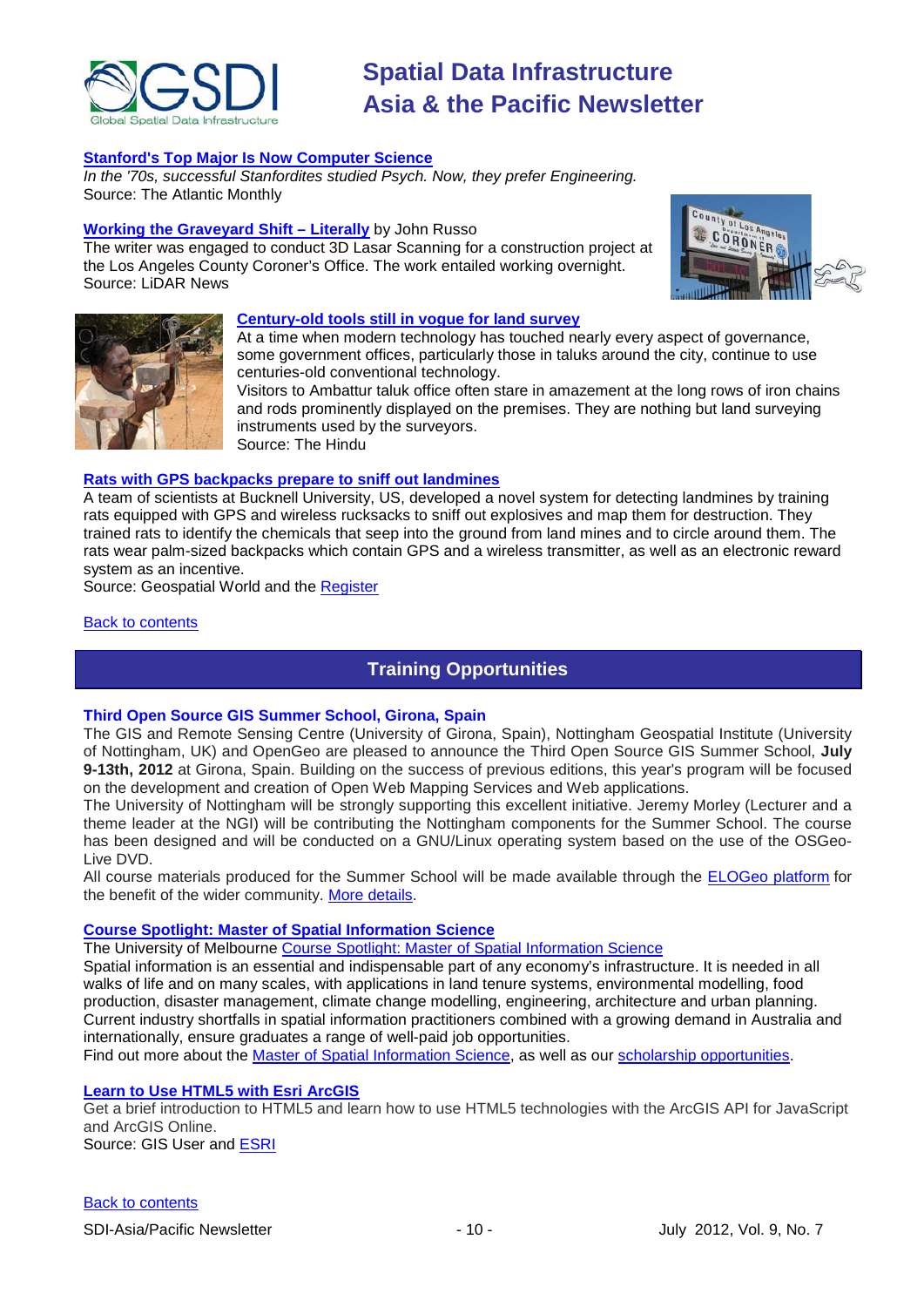### Stanford's Top Major Is Now Computer Science

*In the '70s, successful Stanfordites studied Psych. Now, they prefer Engineering.*
Source: The Atlantic Monthly

### Working the Graveyard Shift – Literally by John Russo

The writer was engaged to conduct 3D Lasar Scanning for a construction project at the Los Angeles County Coroner's Office. The work entailed working overnight.
Source: LiDAR News

### Century-old tools still in vogue for land survey

At a time when modern technology has touched nearly every aspect of governance, some government offices, particularly those in taluks around the city, continue to use centuries-old conventional technology.
Visitors to Ambattur taluk office often stare in amazement at the long rows of iron chains and rods prominently displayed on the premises. They are nothing but land surveying instruments used by the surveyors.
Source: The Hindu

### Rats with GPS backpacks prepare to sniff out landmines

A team of scientists at Bucknell University, US, developed a novel system for detecting landmines by training rats equipped with GPS and wireless rucksacks to sniff out explosives and map them for destruction. They trained rats to identify the chemicals that seep into the ground from land mines and to circle around them. The rats wear palm-sized backpacks which contain GPS and a wireless transmitter, as well as an electronic reward system as an incentive.
Source: Geospatial World and the Register

Back to contents

## Training Opportunities

### Third Open Source GIS Summer School, Girona, Spain

The GIS and Remote Sensing Centre (University of Girona, Spain), Nottingham Geospatial Institute (University of Nottingham, UK) and OpenGeo are pleased to announce the Third Open Source GIS Summer School, **July 9-13th, 2012** at Girona, Spain. Building on the success of previous editions, this year's program will be focused on the development and creation of Open Web Mapping Services and Web applications.
The University of Nottingham will be strongly supporting this excellent initiative. Jeremy Morley (Lecturer and a theme leader at the NGI) will be contributing the Nottingham components for the Summer School. The course has been designed and will be conducted on a GNU/Linux operating system based on the use of the OSGeo-Live DVD.
All course materials produced for the Summer School will be made available through the ELOGeo platform for the benefit of the wider community. More details.

### Course Spotlight: Master of Spatial Information Science

The University of Melbourne Course Spotlight: Master of Spatial Information Science
Spatial information is an essential and indispensable part of any economy's infrastructure. It is needed in all walks of life and on many scales, with applications in land tenure systems, environmental modelling, food production, disaster management, climate change modelling, engineering, architecture and urban planning. Current industry shortfalls in spatial information practitioners combined with a growing demand in Australia and internationally, ensure graduates a range of well-paid job opportunities.
Find out more about the Master of Spatial Information Science, as well as our scholarship opportunities.

### Learn to Use HTML5 with Esri ArcGIS

Get a brief introduction to HTML5 and learn how to use HTML5 technologies with the ArcGIS API for JavaScript and ArcGIS Online.
Source: GIS User and ESRI

Back to contents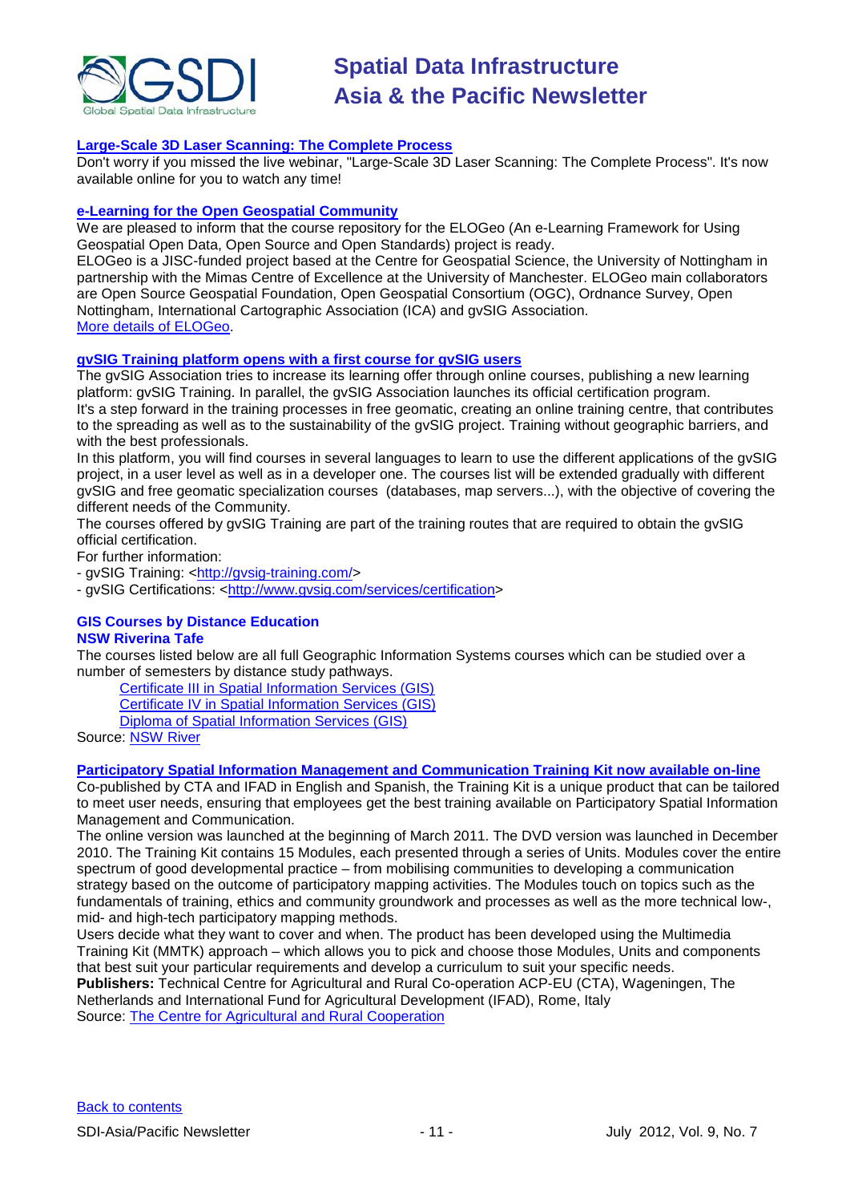### [Large-Scale 3D Laser Scanning: The Complete Process]()

Don't worry if you missed the live webinar, "Large-Scale 3D Laser Scanning: The Complete Process". It's now available online for you to watch any time!

### [e-Learning for the Open Geospatial Community]()

We are pleased to inform that the course repository for the ELOGeo (An e-Learning Framework for Using Geospatial Open Data, Open Source and Open Standards) project is ready.

ELOGeo is a JISC-funded project based at the Centre for Geospatial Science, the University of Nottingham in partnership with the Mimas Centre of Excellence at the University of Manchester. ELOGeo main collaborators are Open Source Geospatial Foundation, Open Geospatial Consortium (OGC), Ordnance Survey, Open Nottingham, International Cartographic Association (ICA) and gvSIG Association.

[More details of ELOGeo]().

### [gvSIG Training platform opens with a first course for gvSIG users]()

The gvSIG Association tries to increase its learning offer through online courses, publishing a new learning platform: gvSIG Training. In parallel, the gvSIG Association launches its official certification program.

It's a step forward in the training processes in free geomatic, creating an online training centre, that contributes to the spreading as well as to the sustainability of the gvSIG project. Training without geographic barriers, and with the best professionals.

In this platform, you will find courses in several languages to learn to use the different applications of the gvSIG project, in a user level as well as in a developer one. The courses list will be extended gradually with different gvSIG and free geomatic specialization courses (databases, map servers...), with the objective of covering the different needs of the Community.

The courses offered by gvSIG Training are part of the training routes that are required to obtain the gvSIG official certification.

For further information:

- gvSIG Training: <http://gvsig-training.com/>
- gvSIG Certifications: <http://www.gvsig.com/services/certification>

### GIS Courses by Distance Education
### NSW Riverina Tafe

The courses listed below are all full Geographic Information Systems courses which can be studied over a number of semesters by distance study pathways.

- [Certificate III in Spatial Information Services (GIS)]()
- [Certificate IV in Spatial Information Services (GIS)]()
- [Diploma of Spatial Information Services (GIS)]()

Source: [NSW River]()

### [Participatory Spatial Information Management and Communication Training Kit now available on-line]()

Co-published by CTA and IFAD in English and Spanish, the Training Kit is a unique product that can be tailored to meet user needs, ensuring that employees get the best training available on Participatory Spatial Information Management and Communication.

The online version was launched at the beginning of March 2011. The DVD version was launched in December 2010. The Training Kit contains 15 Modules, each presented through a series of Units. Modules cover the entire spectrum of good developmental practice – from mobilising communities to developing a communication strategy based on the outcome of participatory mapping activities. The Modules touch on topics such as the fundamentals of training, ethics and community groundwork and processes as well as the more technical low-, mid- and high-tech participatory mapping methods.

Users decide what they want to cover and when. The product has been developed using the Multimedia Training Kit (MMTK) approach – which allows you to pick and choose those Modules, Units and components that best suit your particular requirements and develop a curriculum to suit your specific needs.

**Publishers:** Technical Centre for Agricultural and Rural Co-operation ACP-EU (CTA), Wageningen, The Netherlands and International Fund for Agricultural Development (IFAD), Rome, Italy

Source: [The Centre for Agricultural and Rural Cooperation]()

[Back to contents]()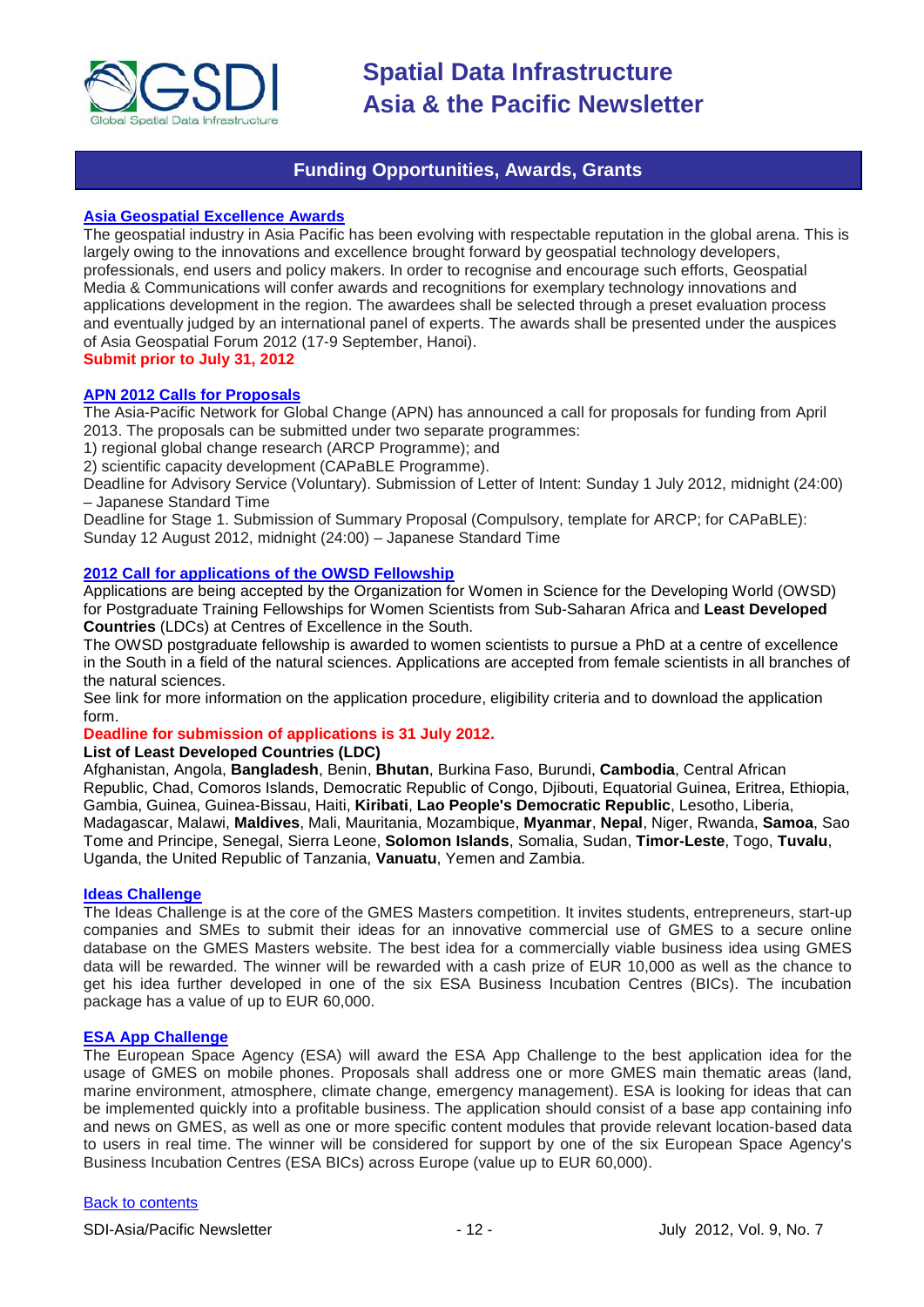## Funding Opportunities, Awards, Grants

### [Asia Geospatial Excellence Awards]

The geospatial industry in Asia Pacific has been evolving with respectable reputation in the global arena. This is largely owing to the innovations and excellence brought forward by geospatial technology developers, professionals, end users and policy makers. In order to recognise and encourage such efforts, Geospatial Media & Communications will confer awards and recognitions for exemplary technology innovations and applications development in the region. The awardees shall be selected through a preset evaluation process and eventually judged by an international panel of experts. The awards shall be presented under the auspices of Asia Geospatial Forum 2012 (17-9 September, Hanoi).

**Submit prior to July 31, 2012**

### [APN 2012 Calls for Proposals]

The Asia-Pacific Network for Global Change (APN) has announced a call for proposals for funding from April 2013. The proposals can be submitted under two separate programmes:

1) regional global change research (ARCP Programme); and
2) scientific capacity development (CAPaBLE Programme).

Deadline for Advisory Service (Voluntary). Submission of Letter of Intent: Sunday 1 July 2012, midnight (24:00) – Japanese Standard Time

Deadline for Stage 1. Submission of Summary Proposal (Compulsory, template for ARCP; for CAPaBLE): Sunday 12 August 2012, midnight (24:00) – Japanese Standard Time

### [2012 Call for applications of the OWSD Fellowship]

Applications are being accepted by the Organization for Women in Science for the Developing World (OWSD) for Postgraduate Training Fellowships for Women Scientists from Sub-Saharan Africa and **Least Developed Countries** (LDCs) at Centres of Excellence in the South.

The OWSD postgraduate fellowship is awarded to women scientists to pursue a PhD at a centre of excellence in the South in a field of the natural sciences. Applications are accepted from female scientists in all branches of the natural sciences.

See link for more information on the application procedure, eligibility criteria and to download the application form.

**Deadline for submission of applications is 31 July 2012.**

**List of Least Developed Countries (LDC)**

Afghanistan, Angola, **Bangladesh**, Benin, **Bhutan**, Burkina Faso, Burundi, **Cambodia**, Central African Republic, Chad, Comoros Islands, Democratic Republic of Congo, Djibouti, Equatorial Guinea, Eritrea, Ethiopia, Gambia, Guinea, Guinea-Bissau, Haiti, **Kiribati**, **Lao People's Democratic Republic**, Lesotho, Liberia, Madagascar, Malawi, **Maldives**, Mali, Mauritania, Mozambique, **Myanmar**, **Nepal**, Niger, Rwanda, **Samoa**, Sao Tome and Principe, Senegal, Sierra Leone, **Solomon Islands**, Somalia, Sudan, **Timor-Leste**, Togo, **Tuvalu**, Uganda, the United Republic of Tanzania, **Vanuatu**, Yemen and Zambia.

### [Ideas Challenge]

The Ideas Challenge is at the core of the GMES Masters competition. It invites students, entrepreneurs, start-up companies and SMEs to submit their ideas for an innovative commercial use of GMES to a secure online database on the GMES Masters website. The best idea for a commercially viable business idea using GMES data will be rewarded. The winner will be rewarded with a cash prize of EUR 10,000 as well as the chance to get his idea further developed in one of the six ESA Business Incubation Centres (BICs). The incubation package has a value of up to EUR 60,000.

### [ESA App Challenge]

The European Space Agency (ESA) will award the ESA App Challenge to the best application idea for the usage of GMES on mobile phones. Proposals shall address one or more GMES main thematic areas (land, marine environment, atmosphere, climate change, emergency management). ESA is looking for ideas that can be implemented quickly into a profitable business. The application should consist of a base app containing info and news on GMES, as well as one or more specific content modules that provide relevant location-based data to users in real time. The winner will be considered for support by one of the six European Space Agency's Business Incubation Centres (ESA BICs) across Europe (value up to EUR 60,000).

[Back to contents]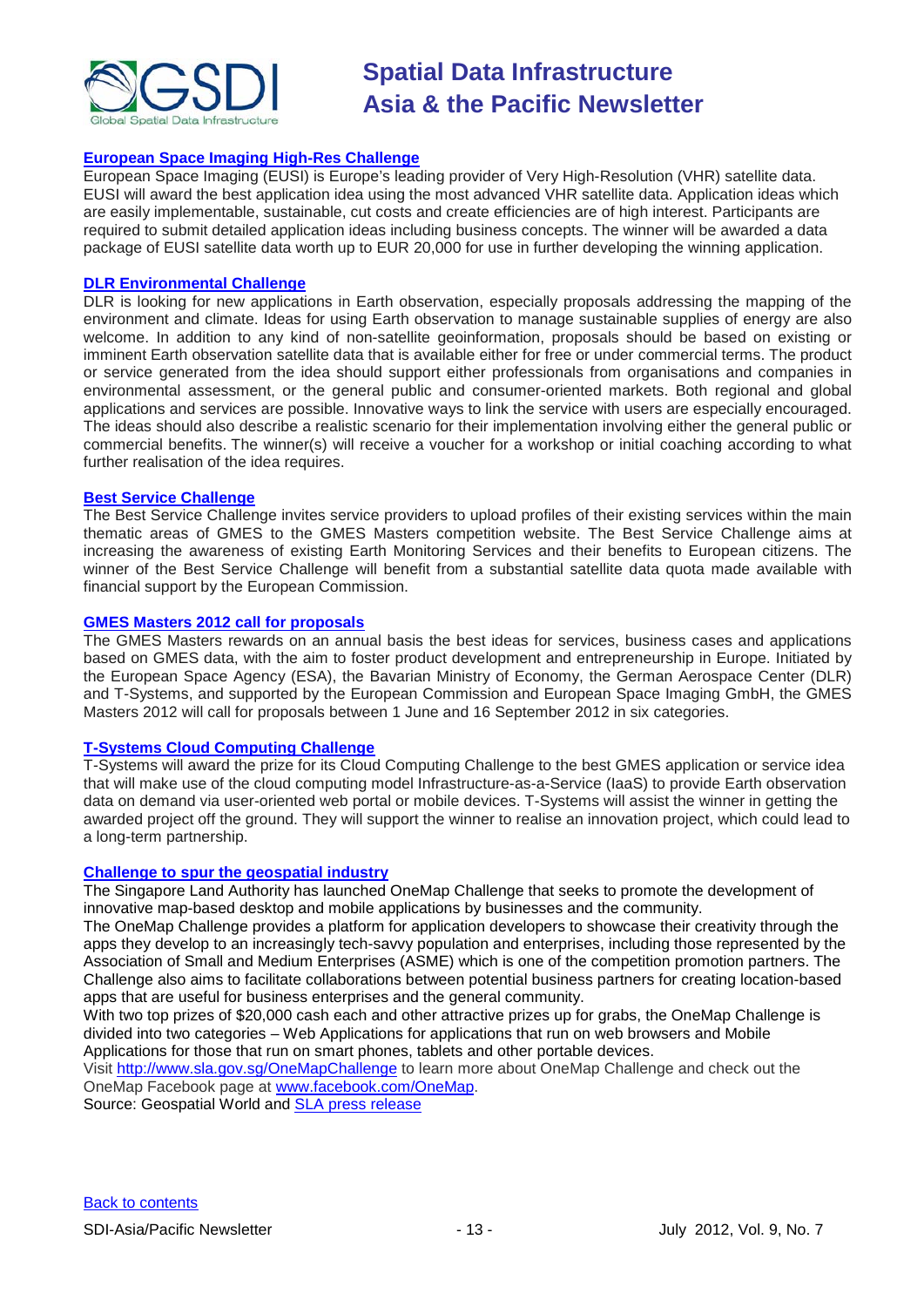### [European Space Imaging High-Res Challenge]

European Space Imaging (EUSI) is Europe's leading provider of Very High-Resolution (VHR) satellite data. EUSI will award the best application idea using the most advanced VHR satellite data. Application ideas which are easily implementable, sustainable, cut costs and create efficiencies are of high interest. Participants are required to submit detailed application ideas including business concepts. The winner will be awarded a data package of EUSI satellite data worth up to EUR 20,000 for use in further developing the winning application.

### [DLR Environmental Challenge]

DLR is looking for new applications in Earth observation, especially proposals addressing the mapping of the environment and climate. Ideas for using Earth observation to manage sustainable supplies of energy are also welcome. In addition to any kind of non-satellite geoinformation, proposals should be based on existing or imminent Earth observation satellite data that is available either for free or under commercial terms. The product or service generated from the idea should support either professionals from organisations and companies in environmental assessment, or the general public and consumer-oriented markets. Both regional and global applications and services are possible. Innovative ways to link the service with users are especially encouraged. The ideas should also describe a realistic scenario for their implementation involving either the general public or commercial benefits. The winner(s) will receive a voucher for a workshop or initial coaching according to what further realisation of the idea requires.

### [Best Service Challenge]

The Best Service Challenge invites service providers to upload profiles of their existing services within the main thematic areas of GMES to the GMES Masters competition website. The Best Service Challenge aims at increasing the awareness of existing Earth Monitoring Services and their benefits to European citizens. The winner of the Best Service Challenge will benefit from a substantial satellite data quota made available with financial support by the European Commission.

### [GMES Masters 2012 call for proposals]

The GMES Masters rewards on an annual basis the best ideas for services, business cases and applications based on GMES data, with the aim to foster product development and entrepreneurship in Europe. Initiated by the European Space Agency (ESA), the Bavarian Ministry of Economy, the German Aerospace Center (DLR) and T-Systems, and supported by the European Commission and European Space Imaging GmbH, the GMES Masters 2012 will call for proposals between 1 June and 16 September 2012 in six categories.

### [T-Systems Cloud Computing Challenge]

T-Systems will award the prize for its Cloud Computing Challenge to the best GMES application or service idea that will make use of the cloud computing model Infrastructure-as-a-Service (IaaS) to provide Earth observation data on demand via user-oriented web portal or mobile devices. T-Systems will assist the winner in getting the awarded project off the ground. They will support the winner to realise an innovation project, which could lead to a long-term partnership.

### [Challenge to spur the geospatial industry]

The Singapore Land Authority has launched OneMap Challenge that seeks to promote the development of innovative map-based desktop and mobile applications by businesses and the community.

The OneMap Challenge provides a platform for application developers to showcase their creativity through the apps they develop to an increasingly tech-savvy population and enterprises, including those represented by the Association of Small and Medium Enterprises (ASME) which is one of the competition promotion partners. The Challenge also aims to facilitate collaborations between potential business partners for creating location-based apps that are useful for business enterprises and the general community.

With two top prizes of $20,000 cash each and other attractive prizes up for grabs, the OneMap Challenge is divided into two categories – Web Applications for applications that run on web browsers and Mobile Applications for those that run on smart phones, tablets and other portable devices.

Visit http://www.sla.gov.sg/OneMapChallenge to learn more about OneMap Challenge and check out the OneMap Facebook page at www.facebook.com/OneMap.

Source: Geospatial World and [SLA press release]

[Back to contents]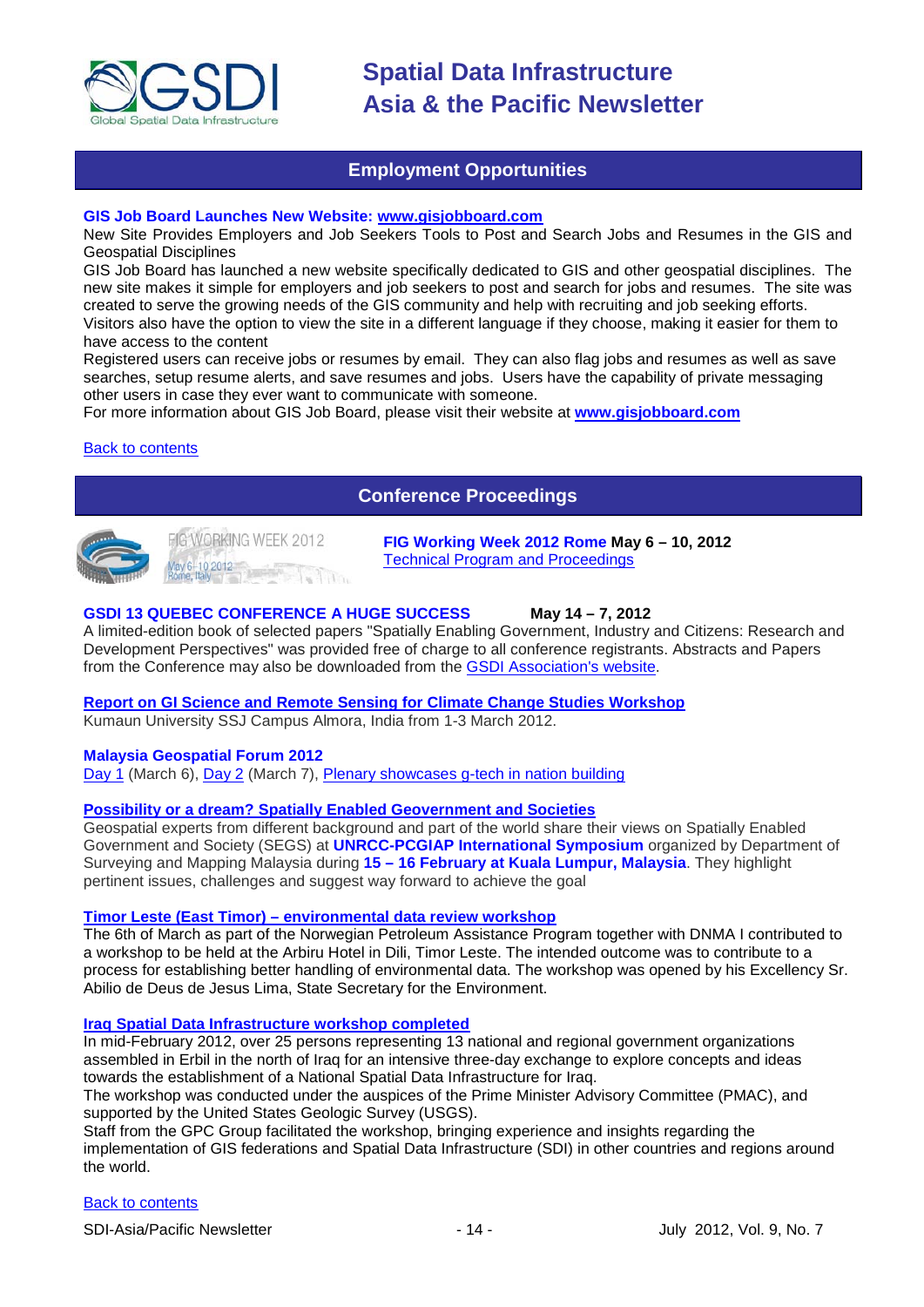## Employment Opportunities

**GIS Job Board Launches New Website: www.gisjobboard.com**

New Site Provides Employers and Job Seekers Tools to Post and Search Jobs and Resumes in the GIS and Geospatial Disciplines

GIS Job Board has launched a new website specifically dedicated to GIS and other geospatial disciplines. The new site makes it simple for employers and job seekers to post and search for jobs and resumes. The site was created to serve the growing needs of the GIS community and help with recruiting and job seeking efforts. Visitors also have the option to view the site in a different language if they choose, making it easier for them to have access to the content

Registered users can receive jobs or resumes by email. They can also flag jobs and resumes as well as save searches, setup resume alerts, and save resumes and jobs. Users have the capability of private messaging other users in case they ever want to communicate with someone.

For more information about GIS Job Board, please visit their website at **www.gisjobboard.com**

Back to contents

## Conference Proceedings

FIG WORKING WEEK 2012 May 6-10 2012 Rome, Italy

**FIG Working Week 2012 Rome May 6 – 10, 2012**
Technical Program and Proceedings

**GSDI 13 QUEBEC CONFERENCE A HUGE SUCCESS** **May 14 – 7, 2012**

A limited-edition book of selected papers "Spatially Enabling Government, Industry and Citizens: Research and Development Perspectives" was provided free of charge to all conference registrants. Abstracts and Papers from the Conference may also be downloaded from the GSDI Association's website.

**Report on GI Science and Remote Sensing for Climate Change Studies Workshop**

Kumaun University SSJ Campus Almora, India from 1-3 March 2012.

**Malaysia Geospatial Forum 2012**

Day 1 (March 6), Day 2 (March 7), Plenary showcases g-tech in nation building

**Possibility or a dream? Spatially Enabled Geovernment and Societies**

Geospatial experts from different background and part of the world share their views on Spatially Enabled Government and Society (SEGS) at **UNRCC-PCGIAP International Symposium** organized by Department of Surveying and Mapping Malaysia during **15 – 16 February at Kuala Lumpur, Malaysia**. They highlight pertinent issues, challenges and suggest way forward to achieve the goal

**Timor Leste (East Timor) – environmental data review workshop**

The 6th of March as part of the Norwegian Petroleum Assistance Program together with DNMA I contributed to a workshop to be held at the Arbiru Hotel in Dili, Timor Leste. The intended outcome was to contribute to a process for establishing better handling of environmental data. The workshop was opened by his Excellency Sr. Abilio de Deus de Jesus Lima, State Secretary for the Environment.

**Iraq Spatial Data Infrastructure workshop completed**

In mid-February 2012, over 25 persons representing 13 national and regional government organizations assembled in Erbil in the north of Iraq for an intensive three-day exchange to explore concepts and ideas towards the establishment of a National Spatial Data Infrastructure for Iraq.

The workshop was conducted under the auspices of the Prime Minister Advisory Committee (PMAC), and supported by the United States Geologic Survey (USGS).

Staff from the GPC Group facilitated the workshop, bringing experience and insights regarding the implementation of GIS federations and Spatial Data Infrastructure (SDI) in other countries and regions around the world.

Back to contents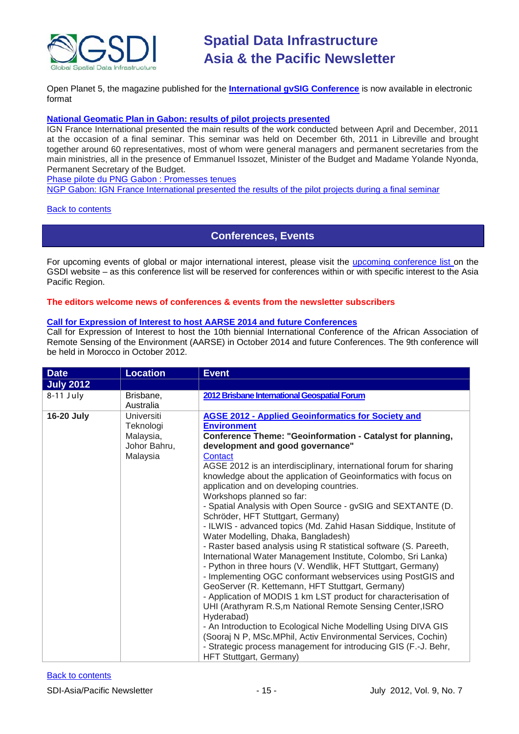Open Planet 5, the magazine published for the **International gvSIG Conference** is now available in electronic format

**National Geomatic Plan in Gabon: results of pilot projects presented**

IGN France International presented the main results of the work conducted between April and December, 2011 at the occasion of a final seminar. This seminar was held on December 6th, 2011 in Libreville and brought together around 60 representatives, most of whom were general managers and permanent secretaries from the main ministries, all in the presence of Emmanuel Issozet, Minister of the Budget and Madame Yolande Nyonda, Permanent Secretary of the Budget.

Phase pilote du PNG Gabon : Promesses tenues

NGP Gabon: IGN France International presented the results of the pilot projects during a final seminar

Back to contents

## Conferences, Events

For upcoming events of global or major international interest, please visit the upcoming conference list on the GSDI website – as this conference list will be reserved for conferences within or with specific interest to the Asia Pacific Region.

**The editors welcome news of conferences & events from the newsletter subscribers**

**Call for Expression of Interest to host AARSE 2014 and future Conferences**

Call for Expression of Interest to host the 10th biennial International Conference of the African Association of Remote Sensing of the Environment (AARSE) in October 2014 and future Conferences. The 9th conference will be held in Morocco in October 2012.

| Date | Location | Event |
|---|---|---|
| **July 2012** | | |
| 8-11 July | Brisbane, Australia | **2012 Brisbane International Geospatial Forum** |
| **16-20 July** | Universiti Teknologi Malaysia, Johor Bahru, Malaysia | **AGSE 2012 - Applied Geoinformatics for Society and Environment**<br>**Conference Theme: "Geoinformation - Catalyst for planning, development and good governance"**<br>Contact<br>AGSE 2012 is an interdisciplinary, international forum for sharing knowledge about the application of Geoinformatics with focus on application and on developing countries.<br>Workshops planned so far:<br>- Spatial Analysis with Open Source - gvSIG and SEXTANTE (D. Schröder, HFT Stuttgart, Germany)<br>- ILWIS - advanced topics (Md. Zahid Hasan Siddique, Institute of Water Modelling, Dhaka, Bangladesh)<br>- Raster based analysis using R statistical software (S. Pareeth, International Water Management Institute, Colombo, Sri Lanka)<br>- Python in three hours (V. Wendlik, HFT Stuttgart, Germany)<br>- Implementing OGC conformant webservices using PostGIS and GeoServer (R. Kettemann, HFT Stuttgart, Germany)<br>- Application of MODIS 1 km LST product for characterisation of UHI (Arathyram R.S,m National Remote Sensing Center,ISRO Hyderabad)<br>- An Introduction to Ecological Niche Modelling Using DIVA GIS (Sooraj N P, MSc.MPhil, Activ Environmental Services, Cochin)<br>- Strategic process management for introducing GIS (F.-J. Behr, HFT Stuttgart, Germany) |

Back to contents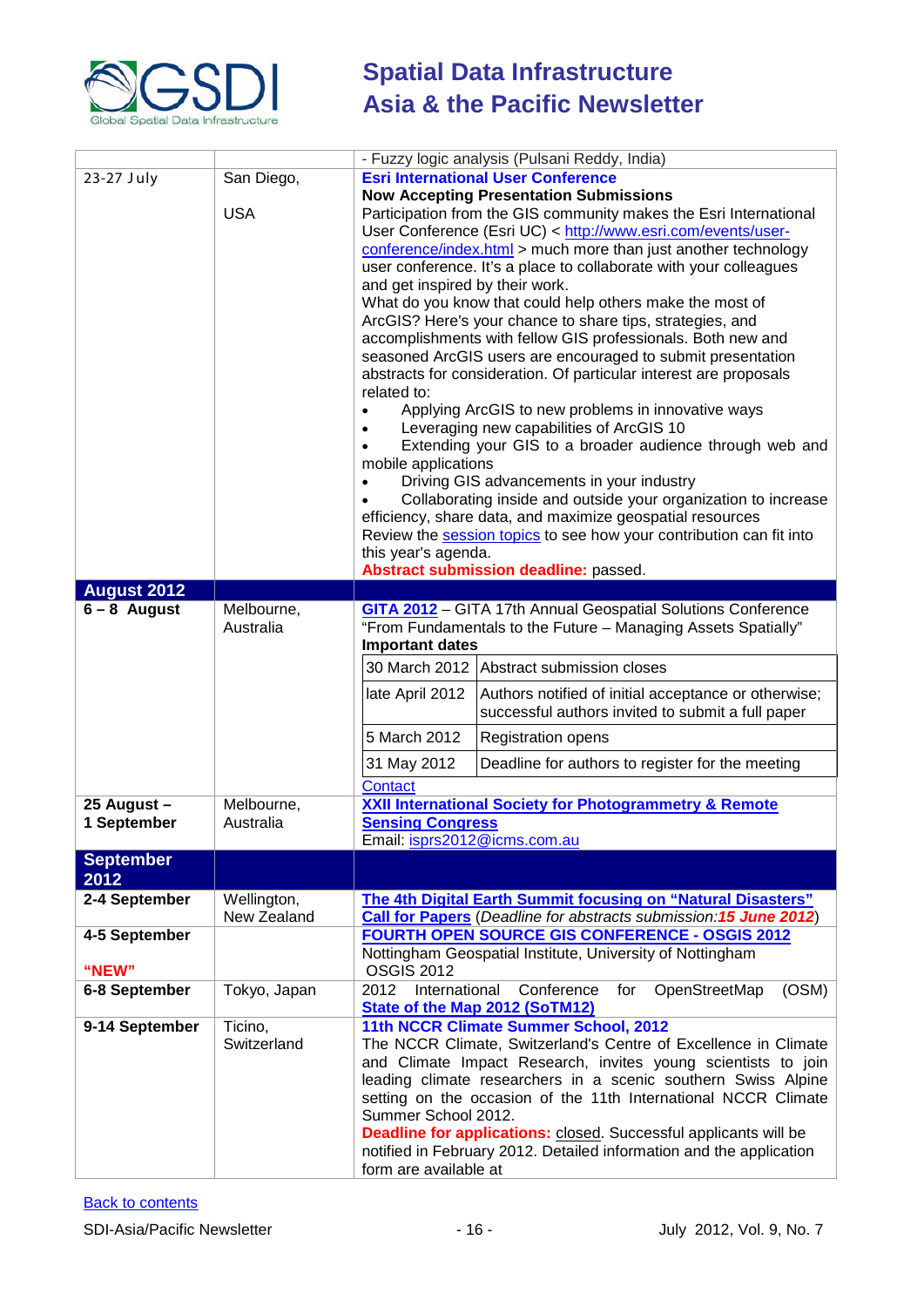| | | - Fuzzy logic analysis (Pulsani Reddy, India) |
|---|---|---|
| 23-27 July | San Diego,<br><br>USA | **Esri International User Conference**<br>**Now Accepting Presentation Submissions**<br>Participation from the GIS community makes the Esri International User Conference (Esri UC) < http://www.esri.com/events/user-conference/index.html > much more than just another technology user conference. It's a place to collaborate with your colleagues and get inspired by their work.<br>What do you know that could help others make the most of ArcGIS? Here's your chance to share tips, strategies, and accomplishments with fellow GIS professionals. Both new and seasoned ArcGIS users are encouraged to submit presentation abstracts for consideration. Of particular interest are proposals related to:<br>• Applying ArcGIS to new problems in innovative ways<br>• Leveraging new capabilities of ArcGIS 10<br>• Extending your GIS to a broader audience through web and mobile applications<br>• Driving GIS advancements in your industry<br>• Collaborating inside and outside your organization to increase efficiency, share data, and maximize geospatial resources<br>Review the session topics to see how your contribution can fit into this year's agenda.<br>**Abstract submission deadline:** passed. |
| **August 2012** | | |
| **6 – 8 August** | Melbourne, Australia | **GITA 2012** – GITA 17th Annual Geospatial Solutions Conference<br>"From Fundamentals to the Future – Managing Assets Spatially"<br>**Important dates**<br>30 March 2012 – Abstract submission closes<br>late April 2012 – Authors notified of initial acceptance or otherwise; successful authors invited to submit a full paper<br>5 March 2012 – Registration opens<br>31 May 2012 – Deadline for authors to register for the meeting<br>Contact |
| **25 August – 1 September** | Melbourne, Australia | **XXII International Society for Photogrammetry & Remote Sensing Congress**<br>Email: isprs2012@icms.com.au |
| **September 2012** | | |
| **2-4 September** | Wellington, New Zealand | **The 4th Digital Earth Summit focusing on "Natural Disasters"**<br>**Call for Papers** (*Deadline for abstracts submission:* ***15 June 2012***) |
| **4-5 September**<br><br>**"NEW"** | | **FOURTH OPEN SOURCE GIS CONFERENCE - OSGIS 2012**<br>Nottingham Geospatial Institute, University of Nottingham<br>OSGIS 2012 |
| **6-8 September** | Tokyo, Japan | 2012 International Conference for OpenStreetMap (OSM) **State of the Map 2012 (SoTM12)** |
| **9-14 September** | Ticino, Switzerland | **11th NCCR Climate Summer School, 2012**<br>The NCCR Climate, Switzerland's Centre of Excellence in Climate and Climate Impact Research, invites young scientists to join leading climate researchers in a scenic southern Swiss Alpine setting on the occasion of the 11th International NCCR Climate Summer School 2012.<br>**Deadline for applications:** closed. Successful applicants will be notified in February 2012. Detailed information and the application form are available at |

Back to contents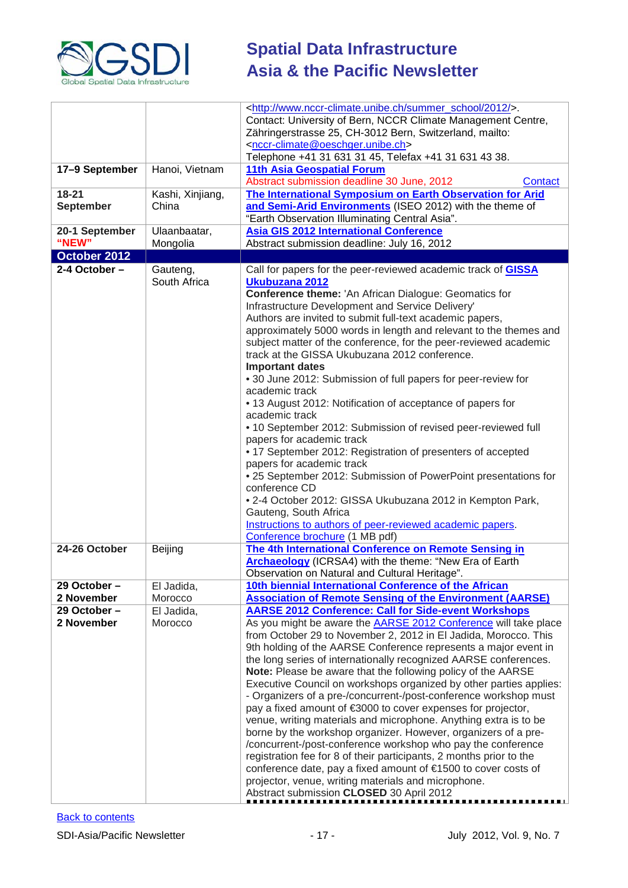| | | |
|---|---|---|
| | | <http://www.nccr-climate.unibe.ch/summer_school/2012/>. Contact: University of Bern, NCCR Climate Management Centre, Zähringerstrasse 25, CH-3012 Bern, Switzerland, mailto: <nccr-climate@oeschger.unibe.ch> Telephone +41 31 631 31 45, Telefax +41 31 631 43 38. |
| **17–9 September** | Hanoi, Vietnam | **11th Asia Geospatial Forum** Abstract submission deadline 30 June, 2012 Contact |
| **18-21 September** | Kashi, Xinjiang, China | **The International Symposium on Earth Observation for Arid and Semi-Arid Environments** (ISEO 2012) with the theme of "Earth Observation Illuminating Central Asia". |
| **20-1 September "NEW"** | Ulaanbaatar, Mongolia | **Asia GIS 2012 International Conference** Abstract submission deadline: July 16, 2012 |
| **October 2012** | | |
| **2-4 October –** | Gauteng, South Africa | Call for papers for the peer-reviewed academic track of **GISSA Ukubuzana 2012** **Conference theme:** 'An African Dialogue: Geomatics for Infrastructure Development and Service Delivery' Authors are invited to submit full-text academic papers, approximately 5000 words in length and relevant to the themes and subject matter of the conference, for the peer-reviewed academic track at the GISSA Ukubuzana 2012 conference. **Important dates** • 30 June 2012: Submission of full papers for peer-review for academic track • 13 August 2012: Notification of acceptance of papers for academic track • 10 September 2012: Submission of revised peer-reviewed full papers for academic track • 17 September 2012: Registration of presenters of accepted papers for academic track • 25 September 2012: Submission of PowerPoint presentations for conference CD • 2-4 October 2012: GISSA Ukubuzana 2012 in Kempton Park, Gauteng, South Africa Instructions to authors of peer-reviewed academic papers. Conference brochure (1 MB pdf) |
| **24-26 October** | Beijing | **The 4th International Conference on Remote Sensing in Archaeology** (ICRSA4) with the theme: "New Era of Earth Observation on Natural and Cultural Heritage". |
| **29 October – 2 November** | El Jadida, Morocco | **10th biennial International Conference of the African Association of Remote Sensing of the Environment (AARSE)** |
| **29 October – 2 November** | El Jadida, Morocco | **AARSE 2012 Conference: Call for Side-event Workshops** As you might be aware the AARSE 2012 Conference will take place from October 29 to November 2, 2012 in El Jadida, Morocco. This 9th holding of the AARSE Conference represents a major event in the long series of internationally recognized AARSE conferences. **Note:** Please be aware that the following policy of the AARSE Executive Council on workshops organized by other parties applies: - Organizers of a pre-/concurrent-/post-conference workshop must pay a fixed amount of €3000 to cover expenses for projector, venue, writing materials and microphone. Anything extra is to be borne by the workshop organizer. However, organizers of a pre-/concurrent-/post-conference workshop who pay the conference registration fee for 8 of their participants, 2 months prior to the conference date, pay a fixed amount of €1500 to cover costs of projector, venue, writing materials and microphone. Abstract submission **CLOSED** 30 April 2012 |

Back to contents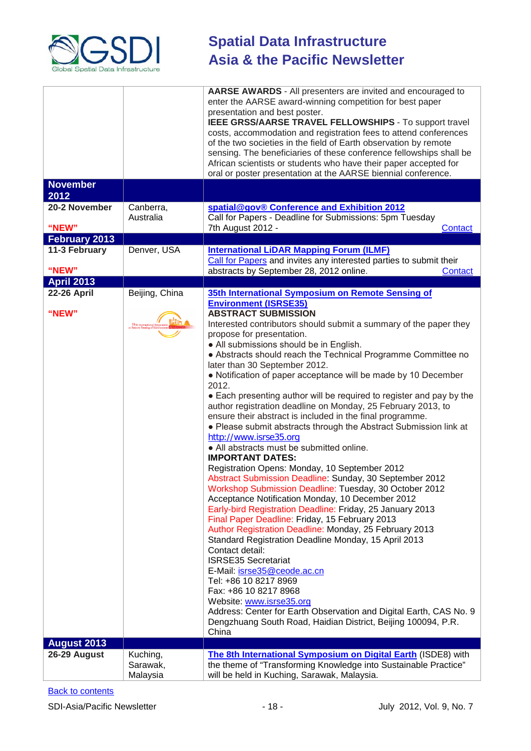| | | |
|---|---|---|
| | | **AARSE AWARDS** - All presenters are invited and encouraged to enter the AARSE award-winning competition for best paper presentation and best poster.<br>**IEEE GRSS/AARSE TRAVEL FELLOWSHIPS** - To support travel costs, accommodation and registration fees to attend conferences of the two societies in the field of Earth observation by remote sensing. The beneficiaries of these conference fellowships shall be African scientists or students who have their paper accepted for oral or poster presentation at the AARSE biennial conference. |
| **November 2012** | | |
| **20-2 November**<br><br>**"NEW"** | Canberra, Australia | **spatial@gov® Conference and Exhibition 2012**<br>Call for Papers - Deadline for Submissions: 5pm Tuesday 7th August 2012 - Contact |
| **February 2013** | | |
| **11-3 February**<br><br>**"NEW"** | Denver, USA | **International LiDAR Mapping Forum (ILMF)**<br>Call for Papers and invites any interested parties to submit their abstracts by September 28, 2012 online. Contact |
| **April 2013** | | |
| **22-26 April**<br><br>**"NEW"** | Beijing, China | **35th International Symposium on Remote Sensing of Environment (ISRSE35)**<br>**ABSTRACT SUBMISSION**<br>Interested contributors should submit a summary of the paper they propose for presentation.<br>● All submissions should be in English.<br>● Abstracts should reach the Technical Programme Committee no later than 30 September 2012.<br>● Notification of paper acceptance will be made by 10 December 2012.<br>● Each presenting author will be required to register and pay by the author registration deadline on Monday, 25 February 2013, to ensure their abstract is included in the final programme.<br>● Please submit abstracts through the Abstract Submission link at http://www.isrse35.org<br>● All abstracts must be submitted online.<br>**IMPORTANT DATES:**<br>Registration Opens: Monday, 10 September 2012<br>Abstract Submission Deadline: Sunday, 30 September 2012<br>Workshop Submission Deadline: Tuesday, 30 October 2012<br>Acceptance Notification Monday, 10 December 2012<br>Early-bird Registration Deadline: Friday, 25 January 2013<br>Final Paper Deadline: Friday, 15 February 2013<br>Author Registration Deadline: Monday, 25 February 2013<br>Standard Registration Deadline Monday, 15 April 2013<br>Contact detail:<br>ISRSE35 Secretariat<br>E-Mail: isrse35@ceode.ac.cn<br>Tel: +86 10 8217 8969<br>Fax: +86 10 8217 8968<br>Website: www.isrse35.org<br>Address: Center for Earth Observation and Digital Earth, CAS No. 9 Dengzhuang South Road, Haidian District, Beijing 100094, P.R. China |
| **August 2013** | | |
| **26-29 August** | Kuching, Sarawak, Malaysia | **The 8th International Symposium on Digital Earth** (ISDE8) with the theme of "Transforming Knowledge into Sustainable Practice" will be held in Kuching, Sarawak, Malaysia. |

Back to contents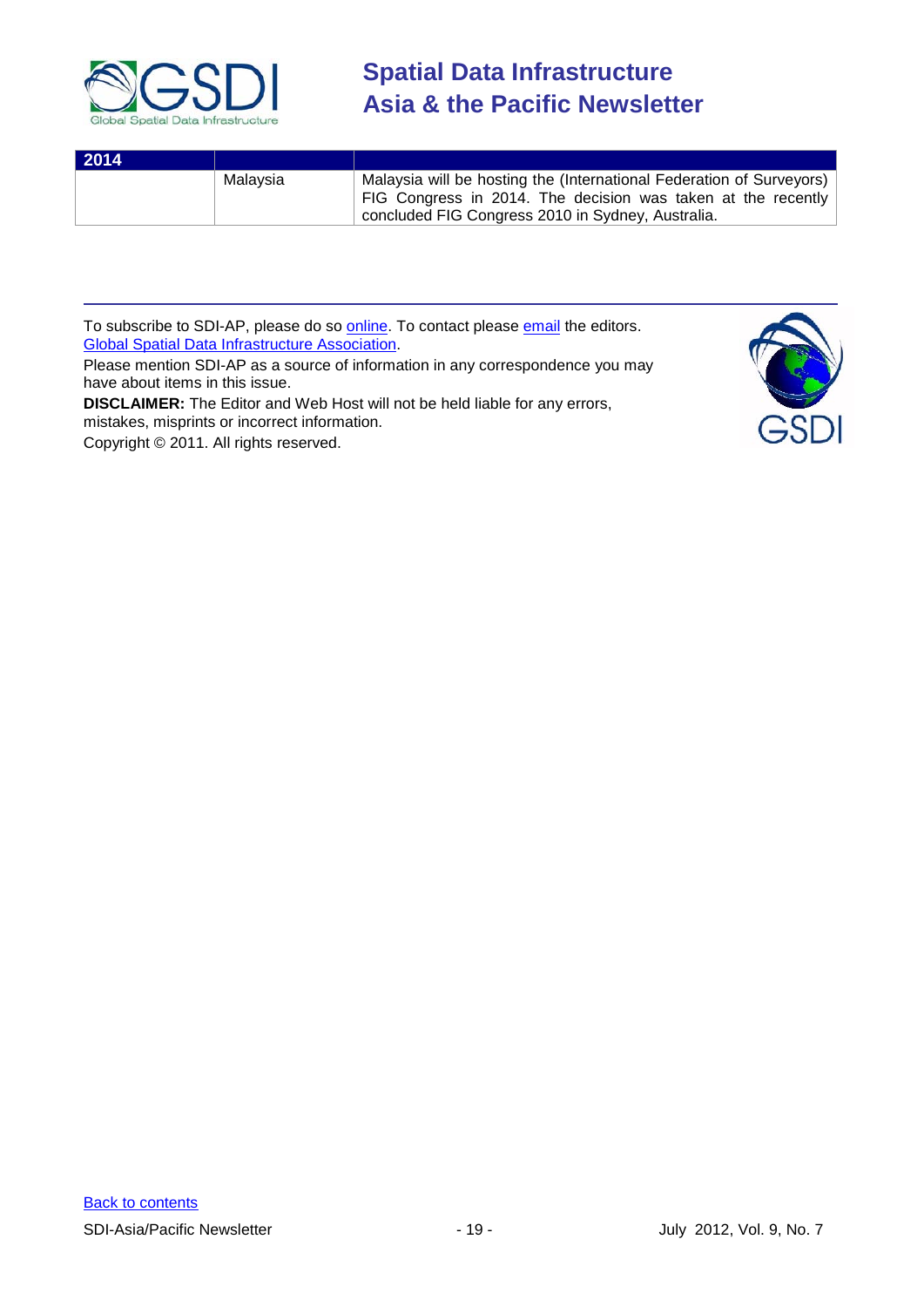| 2014 | | |
|---|---|---|
| | Malaysia | Malaysia will be hosting the (International Federation of Surveyors) FIG Congress in 2014. The decision was taken at the recently concluded FIG Congress 2010 in Sydney, Australia. |

---

To subscribe to SDI-AP, please do so online. To contact please email the editors.
Global Spatial Data Infrastructure Association.

Please mention SDI-AP as a source of information in any correspondence you may have about items in this issue.

**DISCLAIMER:** The Editor and Web Host will not be held liable for any errors, mistakes, misprints or incorrect information.

Copyright © 2011. All rights reserved.

Back to contents